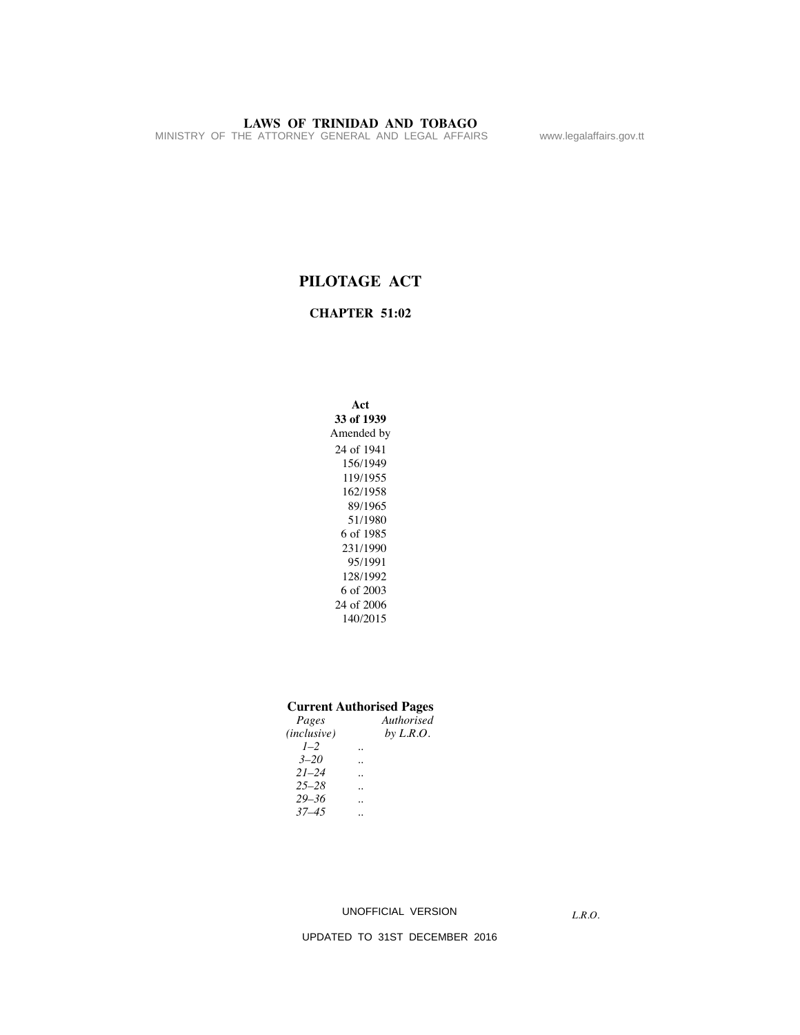# PILOTAGE ACT

## CHAPTER 51:02

**Act**
**33 of 1939**
Amended by
24 of 1941
156/1949
119/1955
162/1958
89/1965
51/1980
6 of 1985
231/1990
95/1991
128/1992
6 of 2003
24 of 2006
140/2015

**Current Authorised Pages**

| *Pages (inclusive)* | | *Authorised by L.R.O.* |
|---|---|---|
| *1–2* | .. | |
| *3–20* | .. | |
| *21–24* | .. | |
| *25–28* | .. | |
| *29–36* | .. | |
| *37–45* | .. | |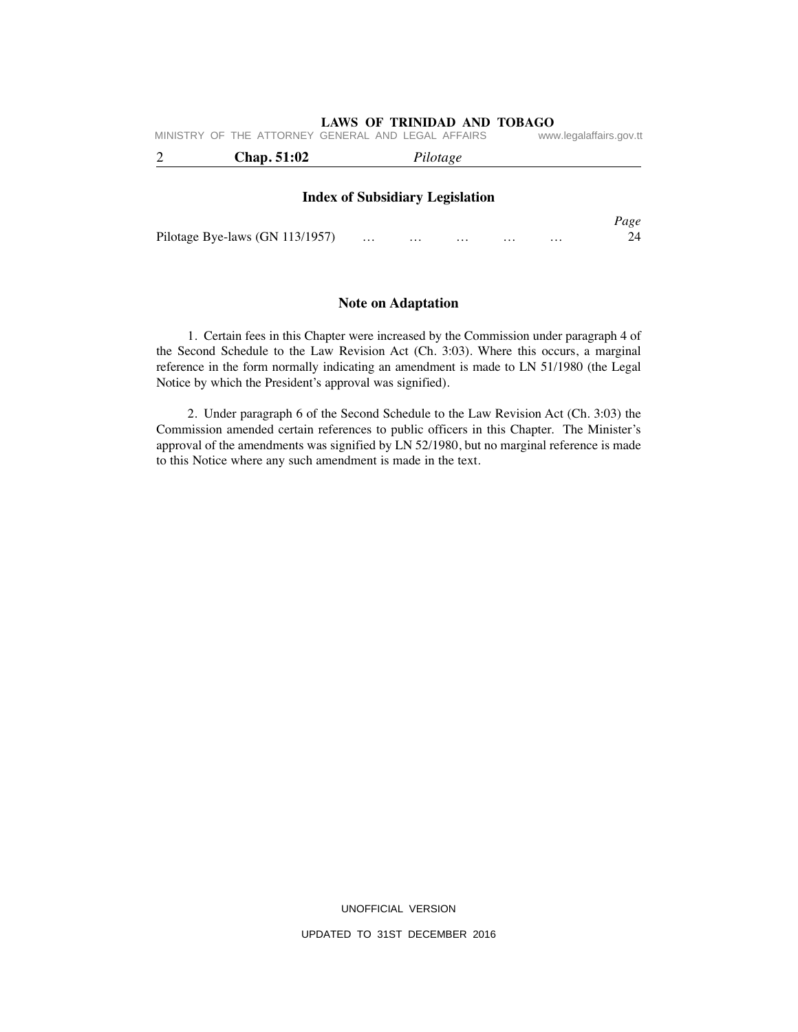## Index of Subsidiary Legislation

| | Page |
|---|---|
| Pilotage Bye-laws (GN 113/1957) … … … … … | 24 |

## Note on Adaptation

1. Certain fees in this Chapter were increased by the Commission under paragraph 4 of the Second Schedule to the Law Revision Act (Ch. 3:03). Where this occurs, a marginal reference in the form normally indicating an amendment is made to LN 51/1980 (the Legal Notice by which the President's approval was signified).

2. Under paragraph 6 of the Second Schedule to the Law Revision Act (Ch. 3:03) the Commission amended certain references to public officers in this Chapter. The Minister's approval of the amendments was signified by LN 52/1980, but no marginal reference is made to this Notice where any such amendment is made in the text.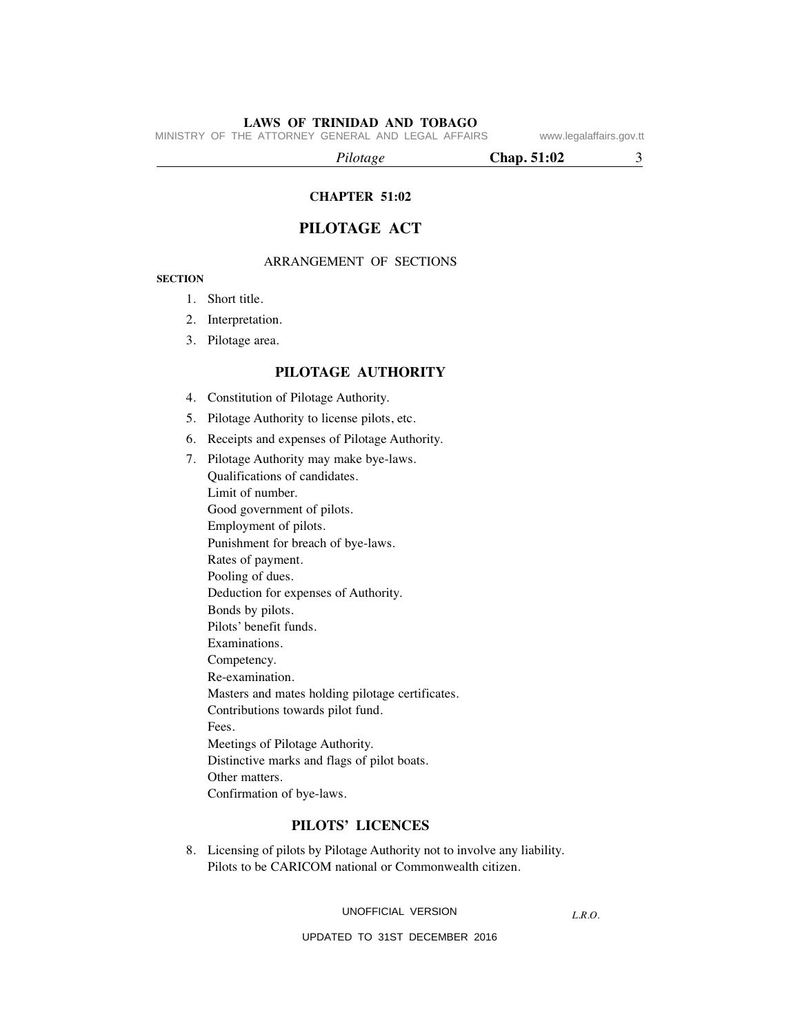**CHAPTER 51:02**

# PILOTAGE ACT

ARRANGEMENT OF SECTIONS

**SECTION**

1. Short title.
2. Interpretation.
3. Pilotage area.

## PILOTAGE AUTHORITY

4. Constitution of Pilotage Authority.
5. Pilotage Authority to license pilots, etc.
6. Receipts and expenses of Pilotage Authority.
7. Pilotage Authority may make bye-laws.
   Qualifications of candidates.
   Limit of number.
   Good government of pilots.
   Employment of pilots.
   Punishment for breach of bye-laws.
   Rates of payment.
   Pooling of dues.
   Deduction for expenses of Authority.
   Bonds by pilots.
   Pilots' benefit funds.
   Examinations.
   Competency.
   Re-examination.
   Masters and mates holding pilotage certificates.
   Contributions towards pilot fund.
   Fees.
   Meetings of Pilotage Authority.
   Distinctive marks and flags of pilot boats.
   Other matters.
   Confirmation of bye-laws.

## PILOTS' LICENCES

8. Licensing of pilots by Pilotage Authority not to involve any liability.
   Pilots to be CARICOM national or Commonwealth citizen.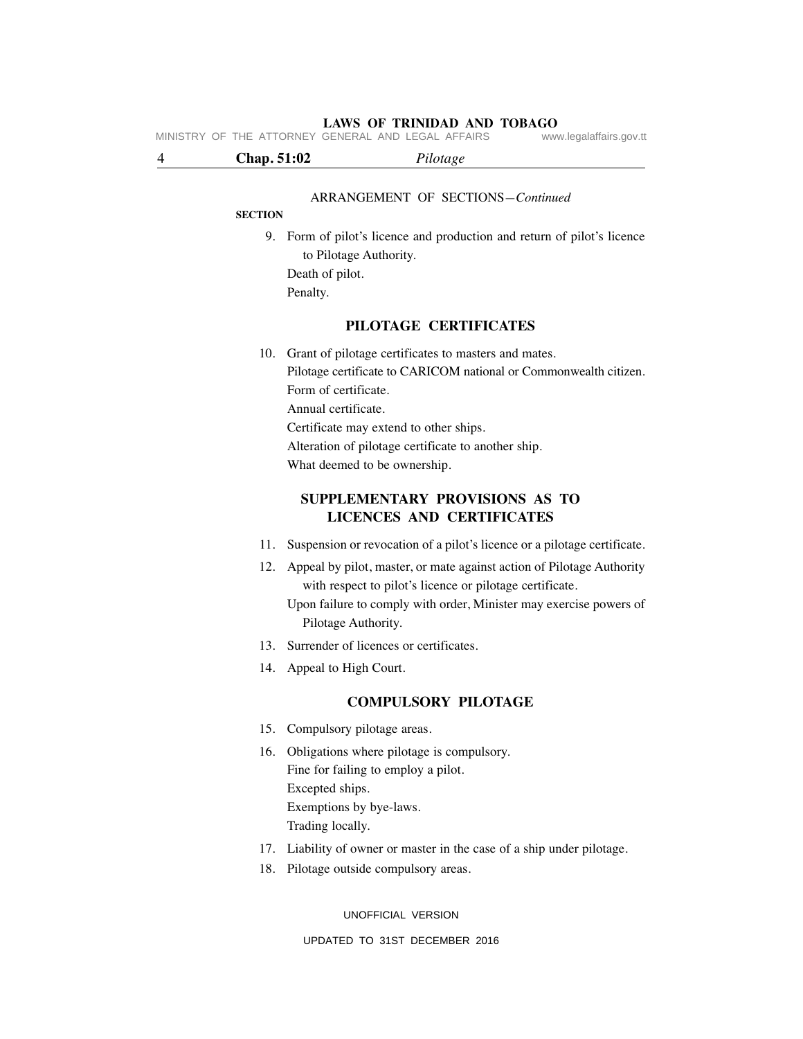ARRANGEMENT OF SECTIONS—*Continued*

**SECTION**

9. Form of pilot's licence and production and return of pilot's licence to Pilotage Authority.
   Death of pilot.
   Penalty.

## PILOTAGE CERTIFICATES

10. Grant of pilotage certificates to masters and mates.
    Pilotage certificate to CARICOM national or Commonwealth citizen.
    Form of certificate.
    Annual certificate.
    Certificate may extend to other ships.
    Alteration of pilotage certificate to another ship.
    What deemed to be ownership.

## SUPPLEMENTARY PROVISIONS AS TO LICENCES AND CERTIFICATES

11. Suspension or revocation of a pilot's licence or a pilotage certificate.
12. Appeal by pilot, master, or mate against action of Pilotage Authority with respect to pilot's licence or pilotage certificate.
    Upon failure to comply with order, Minister may exercise powers of Pilotage Authority.
13. Surrender of licences or certificates.
14. Appeal to High Court.

## COMPULSORY PILOTAGE

15. Compulsory pilotage areas.
16. Obligations where pilotage is compulsory.
    Fine for failing to employ a pilot.
    Excepted ships.
    Exemptions by bye-laws.
    Trading locally.
17. Liability of owner or master in the case of a ship under pilotage.
18. Pilotage outside compulsory areas.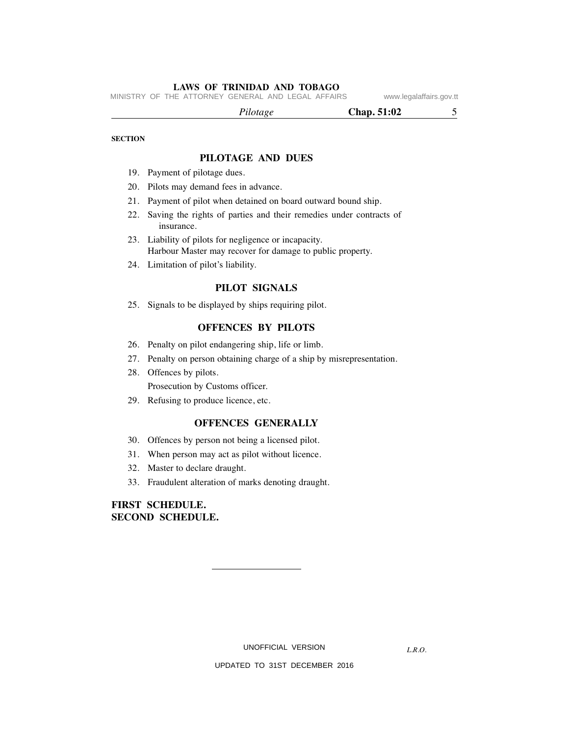SECTION

## PILOTAGE AND DUES

19. Payment of pilotage dues.
20. Pilots may demand fees in advance.
21. Payment of pilot when detained on board outward bound ship.
22. Saving the rights of parties and their remedies under contracts of insurance.
23. Liability of pilots for negligence or incapacity. Harbour Master may recover for damage to public property.
24. Limitation of pilot's liability.

## PILOT SIGNALS

25. Signals to be displayed by ships requiring pilot.

## OFFENCES BY PILOTS

26. Penalty on pilot endangering ship, life or limb.
27. Penalty on person obtaining charge of a ship by misrepresentation.
28. Offences by pilots. Prosecution by Customs officer.
29. Refusing to produce licence, etc.

## OFFENCES GENERALLY

30. Offences by person not being a licensed pilot.
31. When person may act as pilot without licence.
32. Master to declare draught.
33. Fraudulent alteration of marks denoting draught.

**FIRST SCHEDULE.**
**SECOND SCHEDULE.**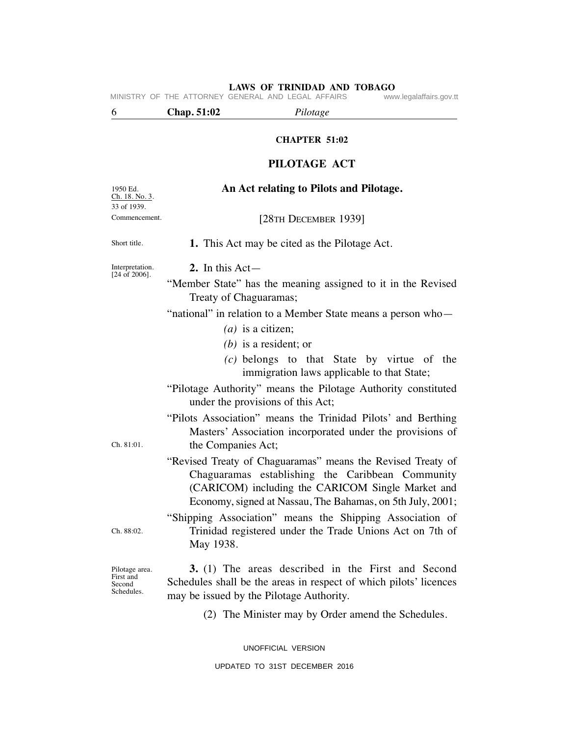# CHAPTER 51:02

# PILOTAGE ACT

1950 Ed.
Ch. 18. No. 3.
33 of 1939.

**An Act relating to Pilots and Pilotage.**

Commencement.

[28TH DECEMBER 1939]

Short title.

**1.** This Act may be cited as the Pilotage Act.

Interpretation.
[24 of 2006].

**2.** In this Act—

"Member State" has the meaning assigned to it in the Revised Treaty of Chaguaramas;

"national" in relation to a Member State means a person who—

*(a)* is a citizen;

*(b)* is a resident; or

*(c)* belongs to that State by virtue of the immigration laws applicable to that State;

"Pilotage Authority" means the Pilotage Authority constituted under the provisions of this Act;

"Pilots Association" means the Trinidad Pilots' and Berthing Masters' Association incorporated under the provisions of the Companies Act;

Ch. 81:01.

"Revised Treaty of Chaguaramas" means the Revised Treaty of Chaguaramas establishing the Caribbean Community (CARICOM) including the CARICOM Single Market and Economy, signed at Nassau, The Bahamas, on 5th July, 2001;

"Shipping Association" means the Shipping Association of Trinidad registered under the Trade Unions Act on 7th of May 1938.

Ch. 88:02.

Pilotage area.
First and Second Schedules.

**3.** (1) The areas described in the First and Second Schedules shall be the areas in respect of which pilots' licences may be issued by the Pilotage Authority.

(2) The Minister may by Order amend the Schedules.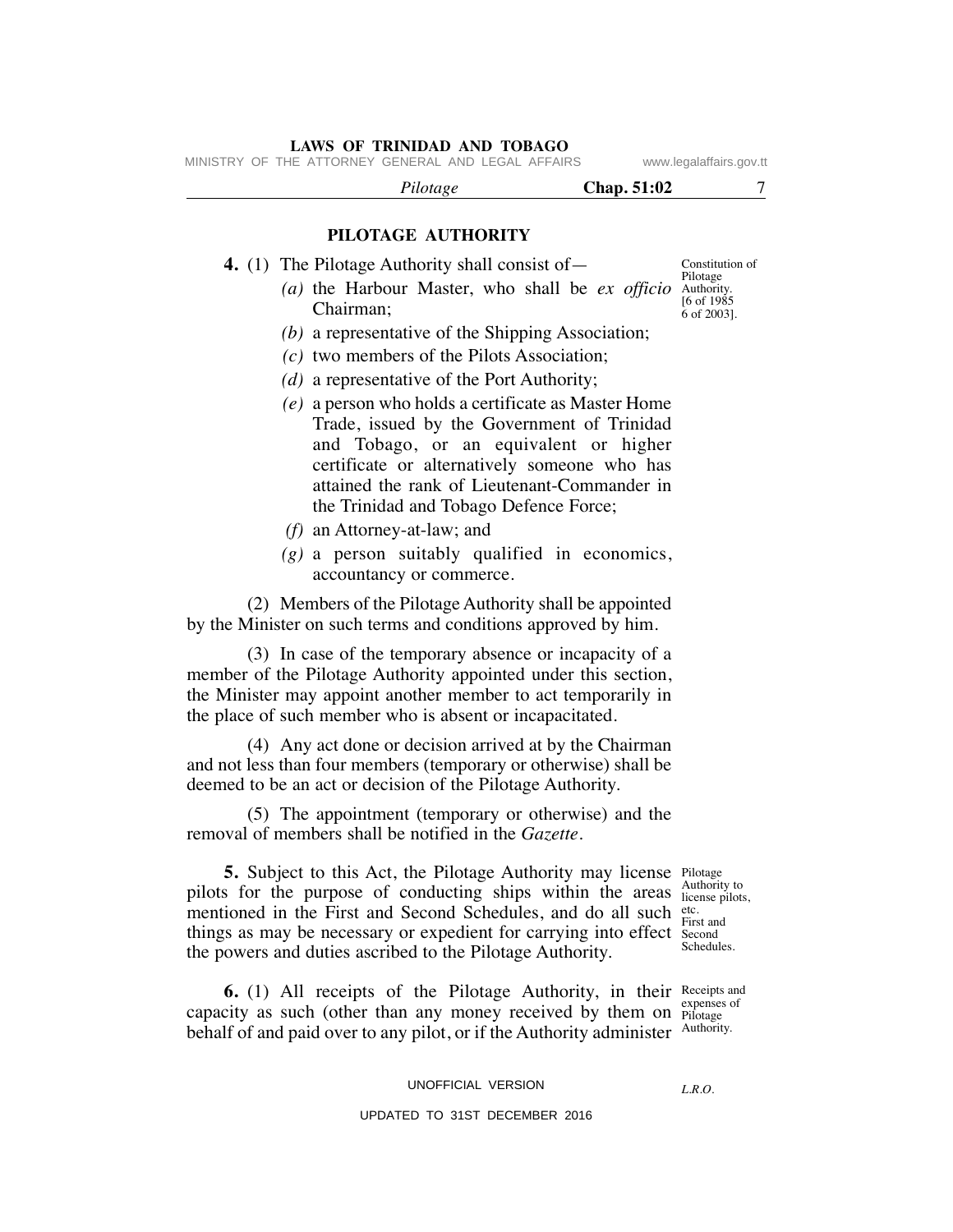## PILOTAGE AUTHORITY

Constitution of Pilotage Authority. [6 of 1985 6 of 2003].

**4.** (1) The Pilotage Authority shall consist of—

*(a)* the Harbour Master, who shall be *ex officio* Chairman;

*(b)* a representative of the Shipping Association;

*(c)* two members of the Pilots Association;

*(d)* a representative of the Port Authority;

*(e)* a person who holds a certificate as Master Home Trade, issued by the Government of Trinidad and Tobago, or an equivalent or higher certificate or alternatively someone who has attained the rank of Lieutenant-Commander in the Trinidad and Tobago Defence Force;

*(f)* an Attorney-at-law; and

*(g)* a person suitably qualified in economics, accountancy or commerce.

(2) Members of the Pilotage Authority shall be appointed by the Minister on such terms and conditions approved by him.

(3) In case of the temporary absence or incapacity of a member of the Pilotage Authority appointed under this section, the Minister may appoint another member to act temporarily in the place of such member who is absent or incapacitated.

(4) Any act done or decision arrived at by the Chairman and not less than four members (temporary or otherwise) shall be deemed to be an act or decision of the Pilotage Authority.

(5) The appointment (temporary or otherwise) and the removal of members shall be notified in the *Gazette*.

Pilotage Authority to license pilots, etc. First and Second Schedules.

**5.** Subject to this Act, the Pilotage Authority may license pilots for the purpose of conducting ships within the areas mentioned in the First and Second Schedules, and do all such things as may be necessary or expedient for carrying into effect the powers and duties ascribed to the Pilotage Authority.

Receipts and expenses of Pilotage Authority.

**6.** (1) All receipts of the Pilotage Authority, in their capacity as such (other than any money received by them on behalf of and paid over to any pilot, or if the Authority administer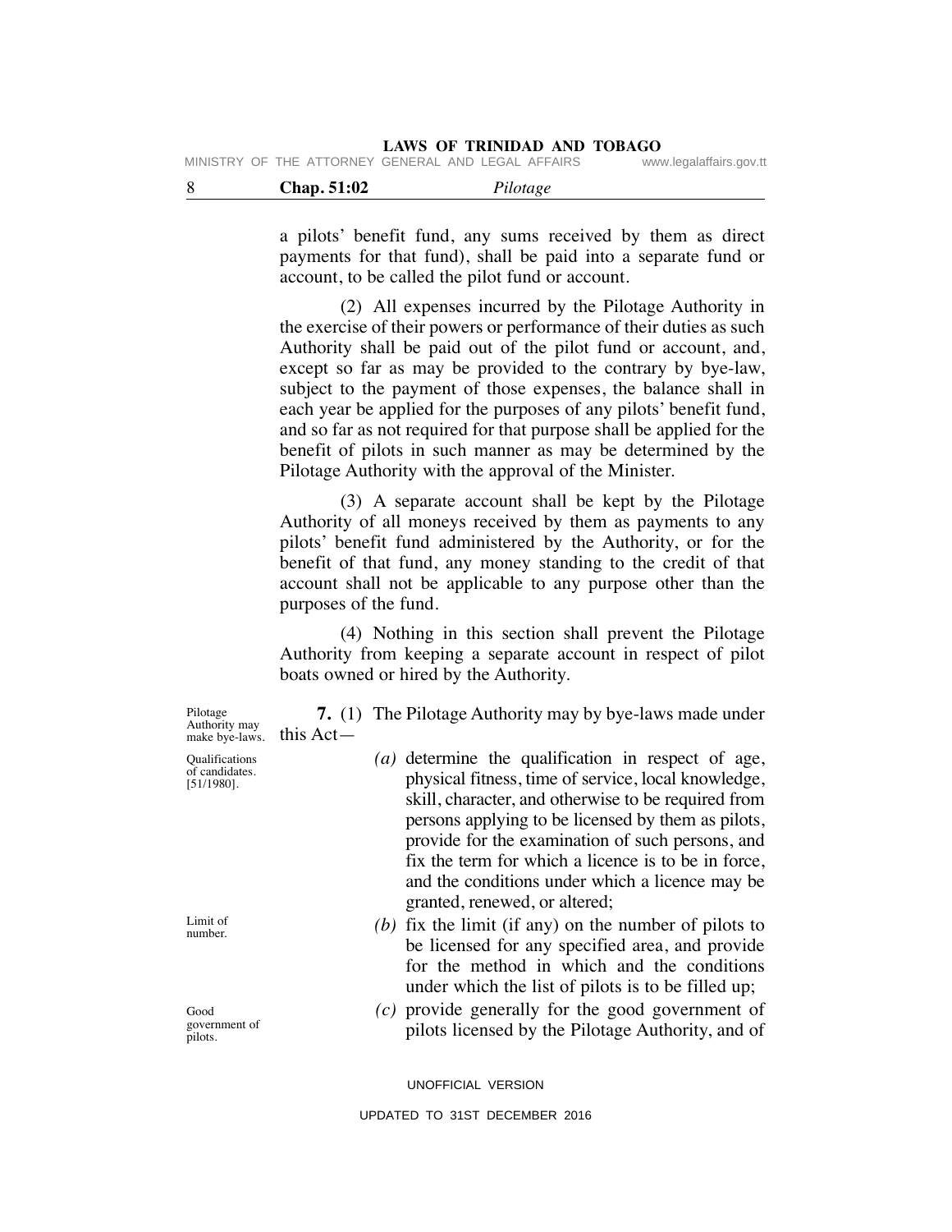a pilots' benefit fund, any sums received by them as direct payments for that fund), shall be paid into a separate fund or account, to be called the pilot fund or account.

(2) All expenses incurred by the Pilotage Authority in the exercise of their powers or performance of their duties as such Authority shall be paid out of the pilot fund or account, and, except so far as may be provided to the contrary by bye-law, subject to the payment of those expenses, the balance shall in each year be applied for the purposes of any pilots' benefit fund, and so far as not required for that purpose shall be applied for the benefit of pilots in such manner as may be determined by the Pilotage Authority with the approval of the Minister.

(3) A separate account shall be kept by the Pilotage Authority of all moneys received by them as payments to any pilots' benefit fund administered by the Authority, or for the benefit of that fund, any money standing to the credit of that account shall not be applicable to any purpose other than the purposes of the fund.

(4) Nothing in this section shall prevent the Pilotage Authority from keeping a separate account in respect of pilot boats owned or hired by the Authority.

Pilotage Authority may make bye-laws.

**7.** (1) The Pilotage Authority may by bye-laws made under this Act—

Qualifications of candidates. [51/1980].

*(a)* determine the qualification in respect of age, physical fitness, time of service, local knowledge, skill, character, and otherwise to be required from persons applying to be licensed by them as pilots, provide for the examination of such persons, and fix the term for which a licence is to be in force, and the conditions under which a licence may be granted, renewed, or altered;

Limit of number.

*(b)* fix the limit (if any) on the number of pilots to be licensed for any specified area, and provide for the method in which and the conditions under which the list of pilots is to be filled up;

Good government of pilots.

*(c)* provide generally for the good government of pilots licensed by the Pilotage Authority, and of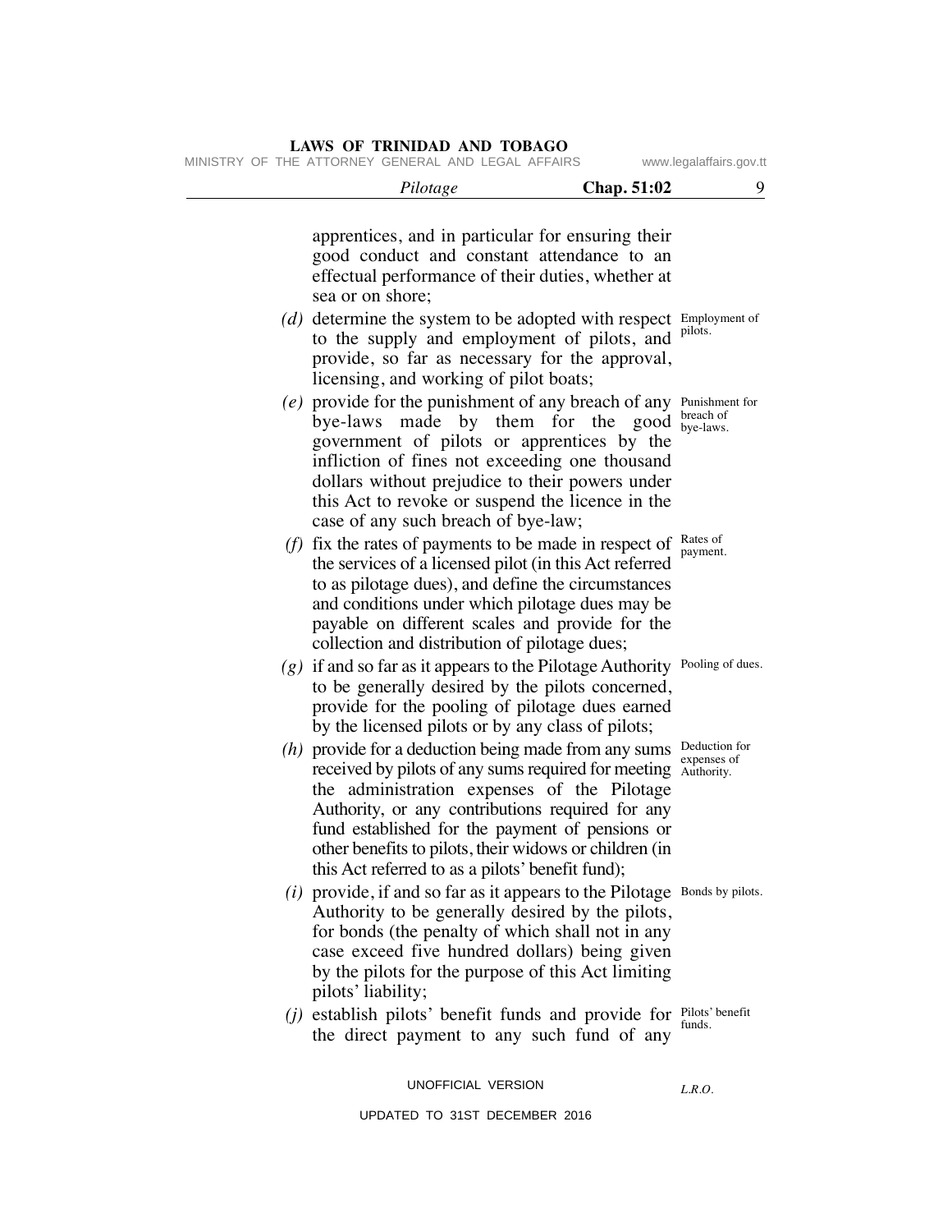apprentices, and in particular for ensuring their good conduct and constant attendance to an effectual performance of their duties, whether at sea or on shore;

*(d)* determine the system to be adopted with respect to the supply and employment of pilots, and provide, so far as necessary for the approval, licensing, and working of pilot boats;

Employment of pilots.

*(e)* provide for the punishment of any breach of any bye-laws made by them for the good government of pilots or apprentices by the infliction of fines not exceeding one thousand dollars without prejudice to their powers under this Act to revoke or suspend the licence in the case of any such breach of bye-law;

Punishment for breach of bye-laws.

*(f)* fix the rates of payments to be made in respect of the services of a licensed pilot (in this Act referred to as pilotage dues), and define the circumstances and conditions under which pilotage dues may be payable on different scales and provide for the collection and distribution of pilotage dues;

Rates of payment.

*(g)* if and so far as it appears to the Pilotage Authority to be generally desired by the pilots concerned, provide for the pooling of pilotage dues earned by the licensed pilots or by any class of pilots;

Pooling of dues.

*(h)* provide for a deduction being made from any sums received by pilots of any sums required for meeting the administration expenses of the Pilotage Authority, or any contributions required for any fund established for the payment of pensions or other benefits to pilots, their widows or children (in this Act referred to as a pilots' benefit fund);

Deduction for expenses of Authority.

*(i)* provide, if and so far as it appears to the Pilotage Authority to be generally desired by the pilots, for bonds (the penalty of which shall not in any case exceed five hundred dollars) being given by the pilots for the purpose of this Act limiting pilots' liability;

Bonds by pilots.

*(j)* establish pilots' benefit funds and provide for the direct payment to any such fund of any

Pilots' benefit funds.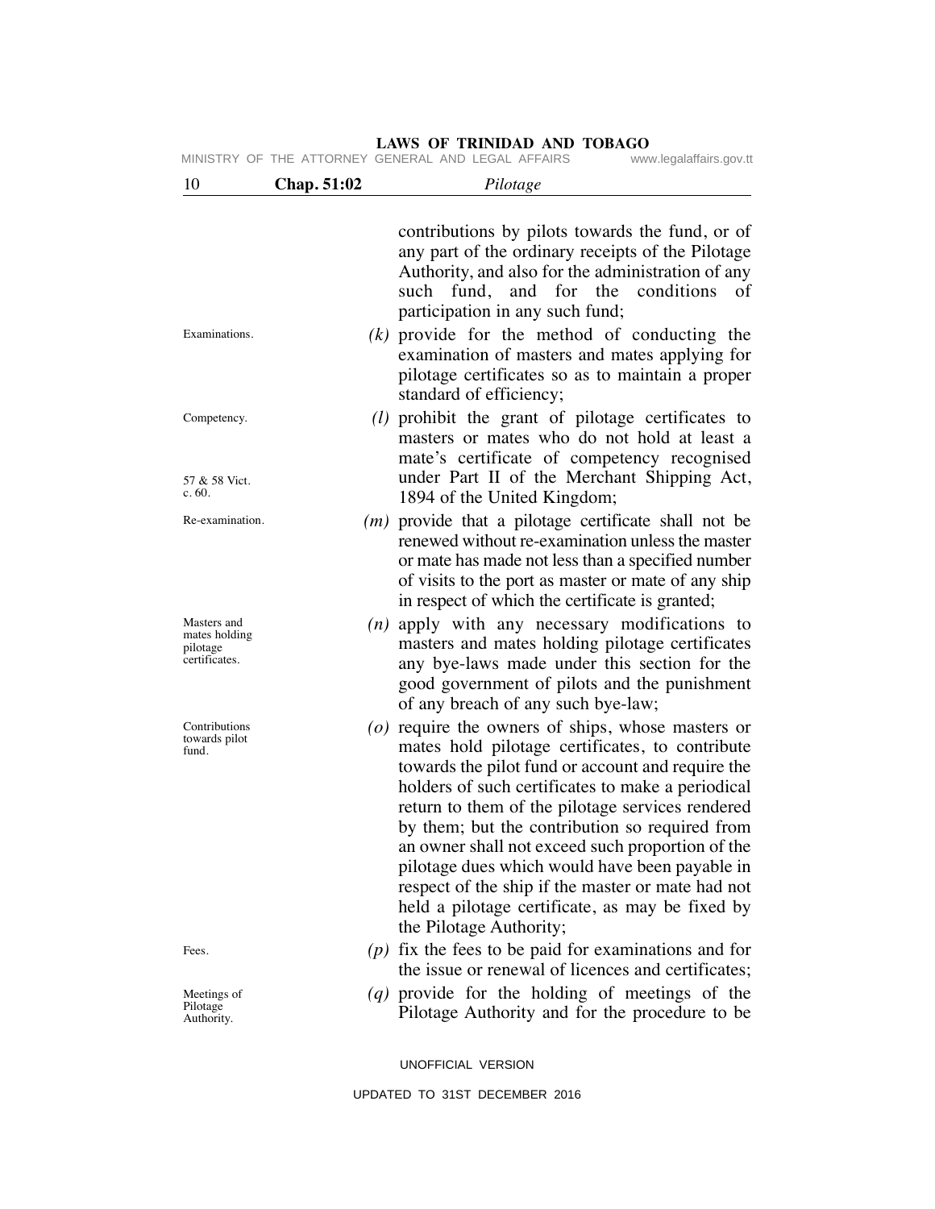contributions by pilots towards the fund, or of any part of the ordinary receipts of the Pilotage Authority, and also for the administration of any such fund, and for the conditions of participation in any such fund;

Examinations.

*(k)* provide for the method of conducting the examination of masters and mates applying for pilotage certificates so as to maintain a proper standard of efficiency;

Competency.

*(l)* prohibit the grant of pilotage certificates to masters or mates who do not hold at least a mate's certificate of competency recognised under Part II of the Merchant Shipping Act, 1894 of the United Kingdom;

57 & 58 Vict. c. 60.

Re-examination.

*(m)* provide that a pilotage certificate shall not be renewed without re-examination unless the master or mate has made not less than a specified number of visits to the port as master or mate of any ship in respect of which the certificate is granted;

Masters and mates holding pilotage certificates.

*(n)* apply with any necessary modifications to masters and mates holding pilotage certificates any bye-laws made under this section for the good government of pilots and the punishment of any breach of any such bye-law;

Contributions towards pilot fund.

*(o)* require the owners of ships, whose masters or mates hold pilotage certificates, to contribute towards the pilot fund or account and require the holders of such certificates to make a periodical return to them of the pilotage services rendered by them; but the contribution so required from an owner shall not exceed such proportion of the pilotage dues which would have been payable in respect of the ship if the master or mate had not held a pilotage certificate, as may be fixed by the Pilotage Authority;

Fees.

*(p)* fix the fees to be paid for examinations and for the issue or renewal of licences and certificates;

Meetings of Pilotage Authority.

*(q)* provide for the holding of meetings of the Pilotage Authority and for the procedure to be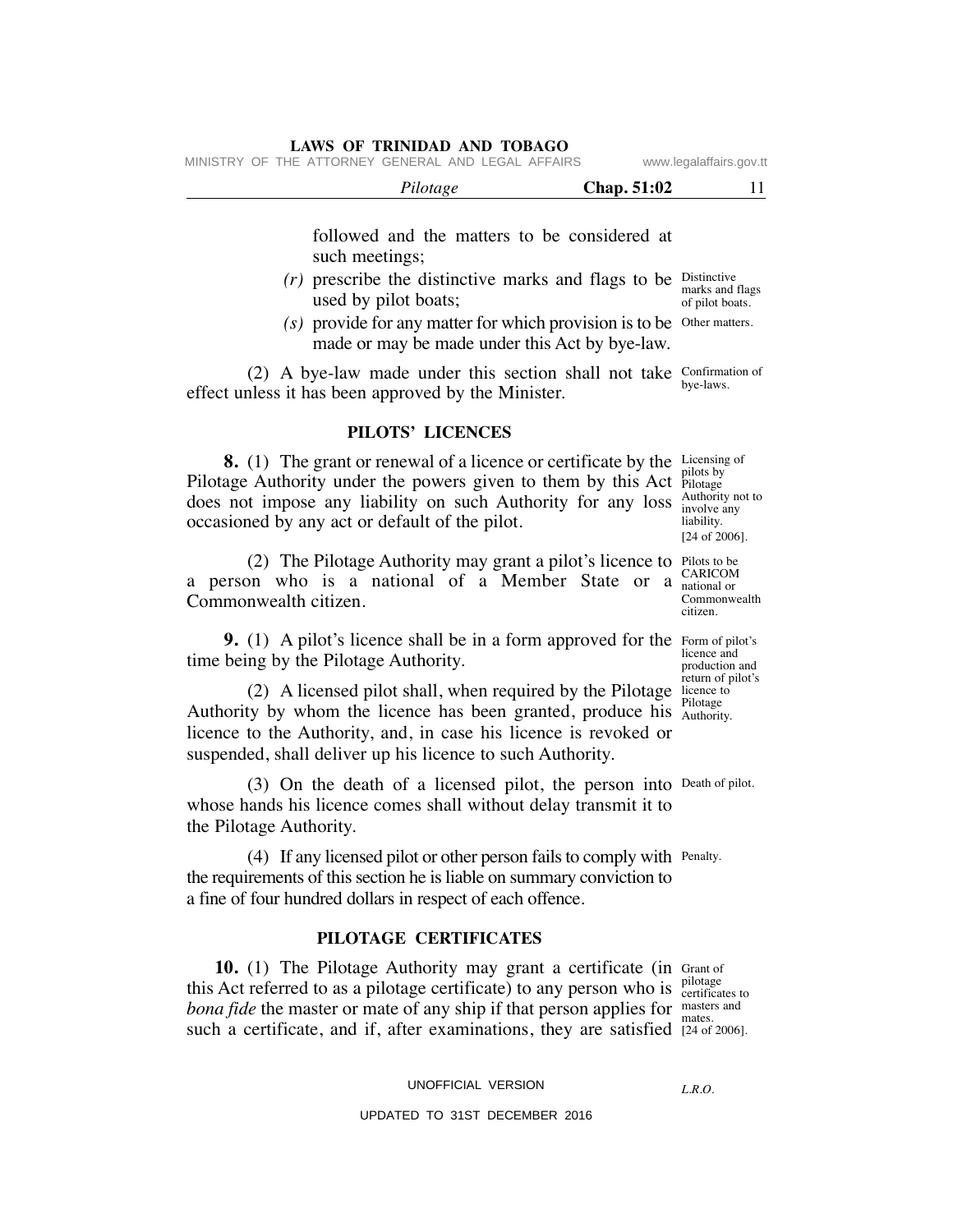followed and the matters to be considered at such meetings;

*(r)* prescribe the distinctive marks and flags to be used by pilot boats; Distinctive marks and flags of pilot boats.

*(s)* provide for any matter for which provision is to be made or may be made under this Act by bye-law. Other matters.

(2) A bye-law made under this section shall not take effect unless it has been approved by the Minister. Confirmation of bye-laws.

## PILOTS' LICENCES

**8.** (1) The grant or renewal of a licence or certificate by the Pilotage Authority under the powers given to them by this Act does not impose any liability on such Authority for any loss occasioned by any act or default of the pilot. Licensing of pilots by Pilotage Authority not to involve any liability. [24 of 2006].

(2) The Pilotage Authority may grant a pilot's licence to a person who is a national of a Member State or a Commonwealth citizen. Pilots to be CARICOM national or Commonwealth citizen.

**9.** (1) A pilot's licence shall be in a form approved for the time being by the Pilotage Authority. Form of pilot's licence and production and return of pilot's licence to Pilotage Authority.

(2) A licensed pilot shall, when required by the Pilotage Authority by whom the licence has been granted, produce his licence to the Authority, and, in case his licence is revoked or suspended, shall deliver up his licence to such Authority.

(3) On the death of a licensed pilot, the person into whose hands his licence comes shall without delay transmit it to the Pilotage Authority. Death of pilot.

(4) If any licensed pilot or other person fails to comply with the requirements of this section he is liable on summary conviction to a fine of four hundred dollars in respect of each offence. Penalty.

## PILOTAGE CERTIFICATES

**10.** (1) The Pilotage Authority may grant a certificate (in this Act referred to as a pilotage certificate) to any person who is *bona fide* the master or mate of any ship if that person applies for such a certificate, and if, after examinations, they are satisfied Grant of pilotage certificates to masters and mates. [24 of 2006].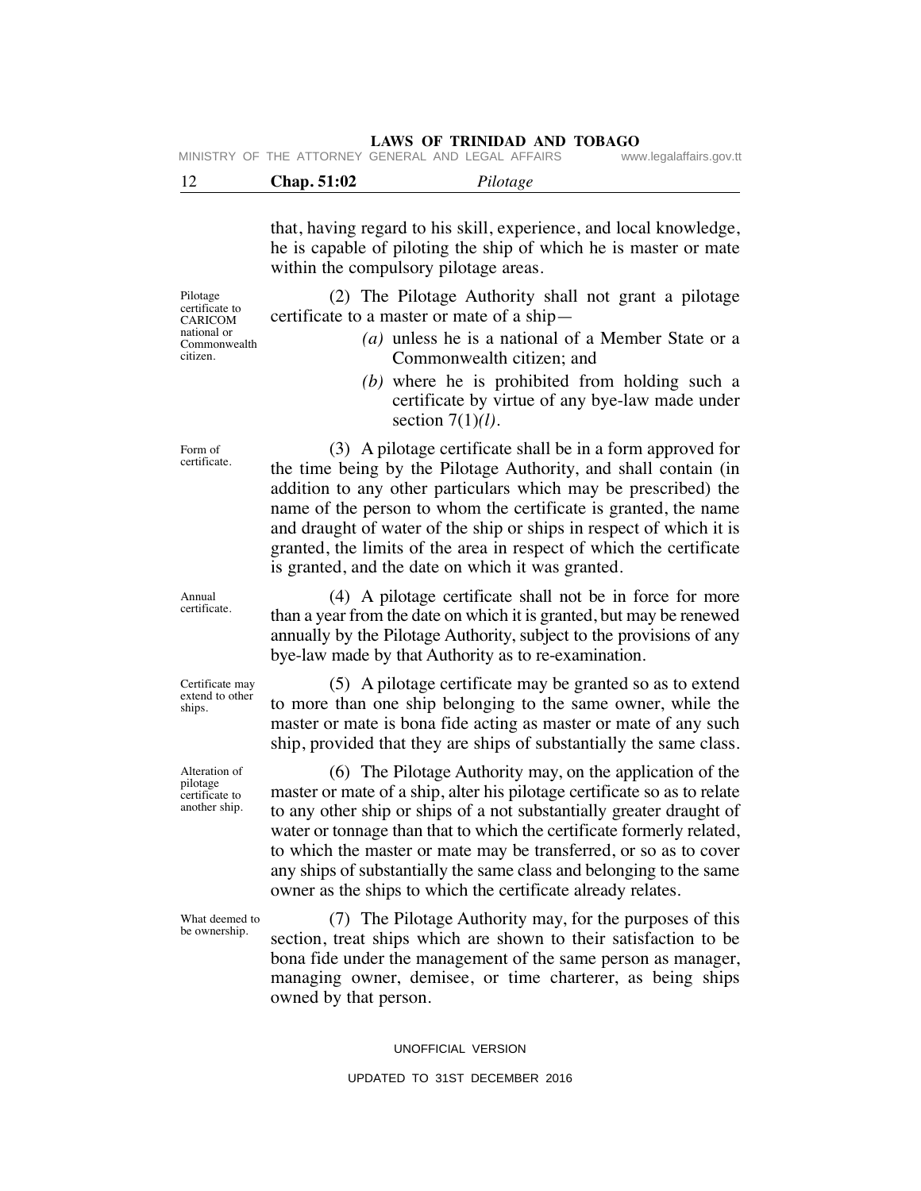that, having regard to his skill, experience, and local knowledge, he is capable of piloting the ship of which he is master or mate within the compulsory pilotage areas.

Pilotage certificate to CARICOM national or Commonwealth citizen.

(2) The Pilotage Authority shall not grant a pilotage certificate to a master or mate of a ship—

*(a)* unless he is a national of a Member State or a Commonwealth citizen; and

*(b)* where he is prohibited from holding such a certificate by virtue of any bye-law made under section 7(1)*(l)*.

Form of certificate.

(3) A pilotage certificate shall be in a form approved for the time being by the Pilotage Authority, and shall contain (in addition to any other particulars which may be prescribed) the name of the person to whom the certificate is granted, the name and draught of water of the ship or ships in respect of which it is granted, the limits of the area in respect of which the certificate is granted, and the date on which it was granted.

Annual certificate.

(4) A pilotage certificate shall not be in force for more than a year from the date on which it is granted, but may be renewed annually by the Pilotage Authority, subject to the provisions of any bye-law made by that Authority as to re-examination.

Certificate may extend to other ships.

(5) A pilotage certificate may be granted so as to extend to more than one ship belonging to the same owner, while the master or mate is bona fide acting as master or mate of any such ship, provided that they are ships of substantially the same class.

Alteration of pilotage certificate to another ship.

(6) The Pilotage Authority may, on the application of the master or mate of a ship, alter his pilotage certificate so as to relate to any other ship or ships of a not substantially greater draught of water or tonnage than that to which the certificate formerly related, to which the master or mate may be transferred, or so as to cover any ships of substantially the same class and belonging to the same owner as the ships to which the certificate already relates.

What deemed to be ownership.

(7) The Pilotage Authority may, for the purposes of this section, treat ships which are shown to their satisfaction to be bona fide under the management of the same person as manager, managing owner, demisee, or time charterer, as being ships owned by that person.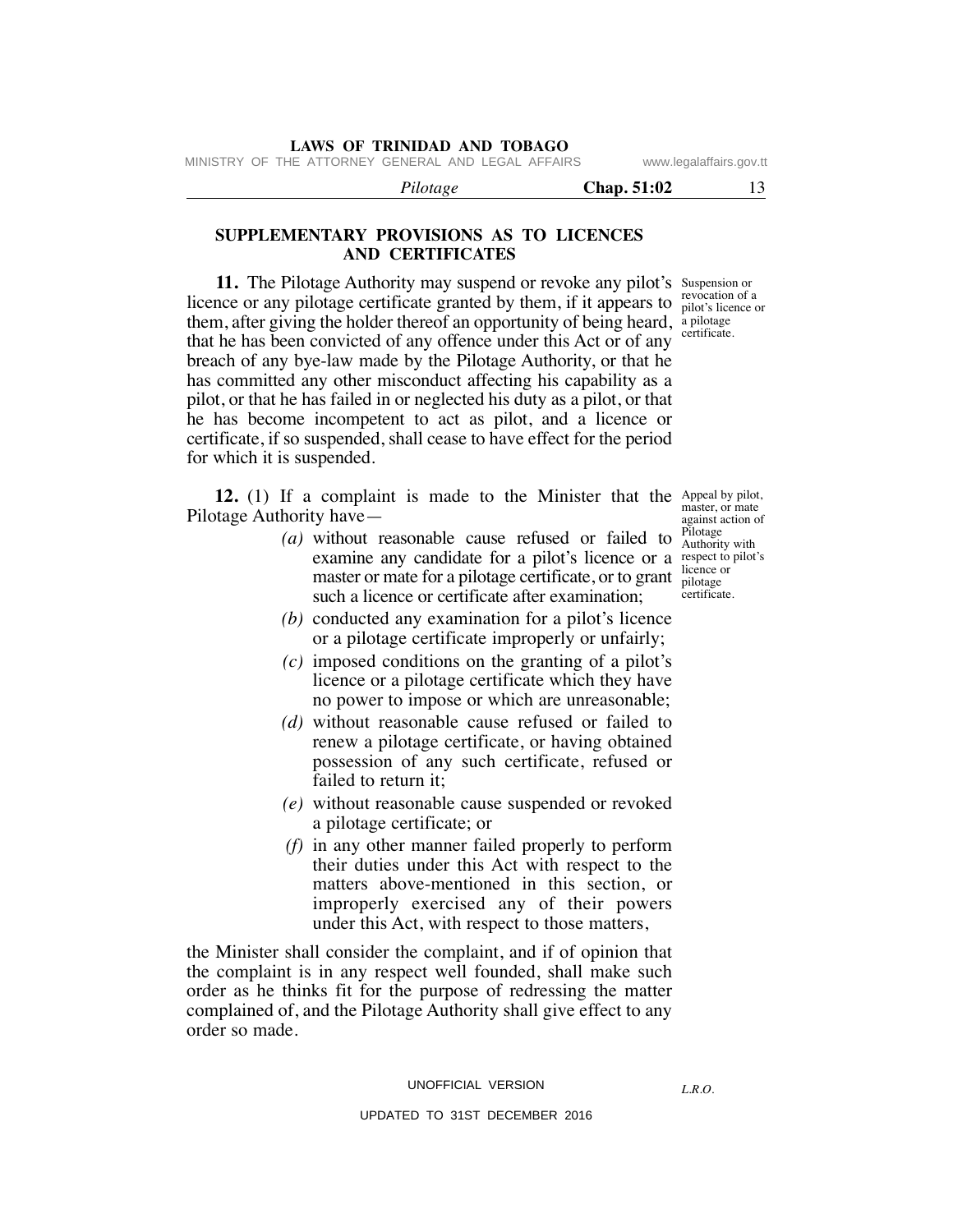## SUPPLEMENTARY PROVISIONS AS TO LICENCES AND CERTIFICATES

Suspension or revocation of a pilot's licence or a pilotage certificate.

**11.** The Pilotage Authority may suspend or revoke any pilot's licence or any pilotage certificate granted by them, if it appears to them, after giving the holder thereof an opportunity of being heard, that he has been convicted of any offence under this Act or of any breach of any bye-law made by the Pilotage Authority, or that he has committed any other misconduct affecting his capability as a pilot, or that he has failed in or neglected his duty as a pilot, or that he has become incompetent to act as pilot, and a licence or certificate, if so suspended, shall cease to have effect for the period for which it is suspended.

Appeal by pilot, master, or mate against action of Pilotage Authority with respect to pilot's licence or pilotage certificate.

**12.** (1) If a complaint is made to the Minister that the Pilotage Authority have—

*(a)* without reasonable cause refused or failed to examine any candidate for a pilot's licence or a master or mate for a pilotage certificate, or to grant such a licence or certificate after examination;

*(b)* conducted any examination for a pilot's licence or a pilotage certificate improperly or unfairly;

*(c)* imposed conditions on the granting of a pilot's licence or a pilotage certificate which they have no power to impose or which are unreasonable;

*(d)* without reasonable cause refused or failed to renew a pilotage certificate, or having obtained possession of any such certificate, refused or failed to return it;

*(e)* without reasonable cause suspended or revoked a pilotage certificate; or

*(f)* in any other manner failed properly to perform their duties under this Act with respect to the matters above-mentioned in this section, or improperly exercised any of their powers under this Act, with respect to those matters,

the Minister shall consider the complaint, and if of opinion that the complaint is in any respect well founded, shall make such order as he thinks fit for the purpose of redressing the matter complained of, and the Pilotage Authority shall give effect to any order so made.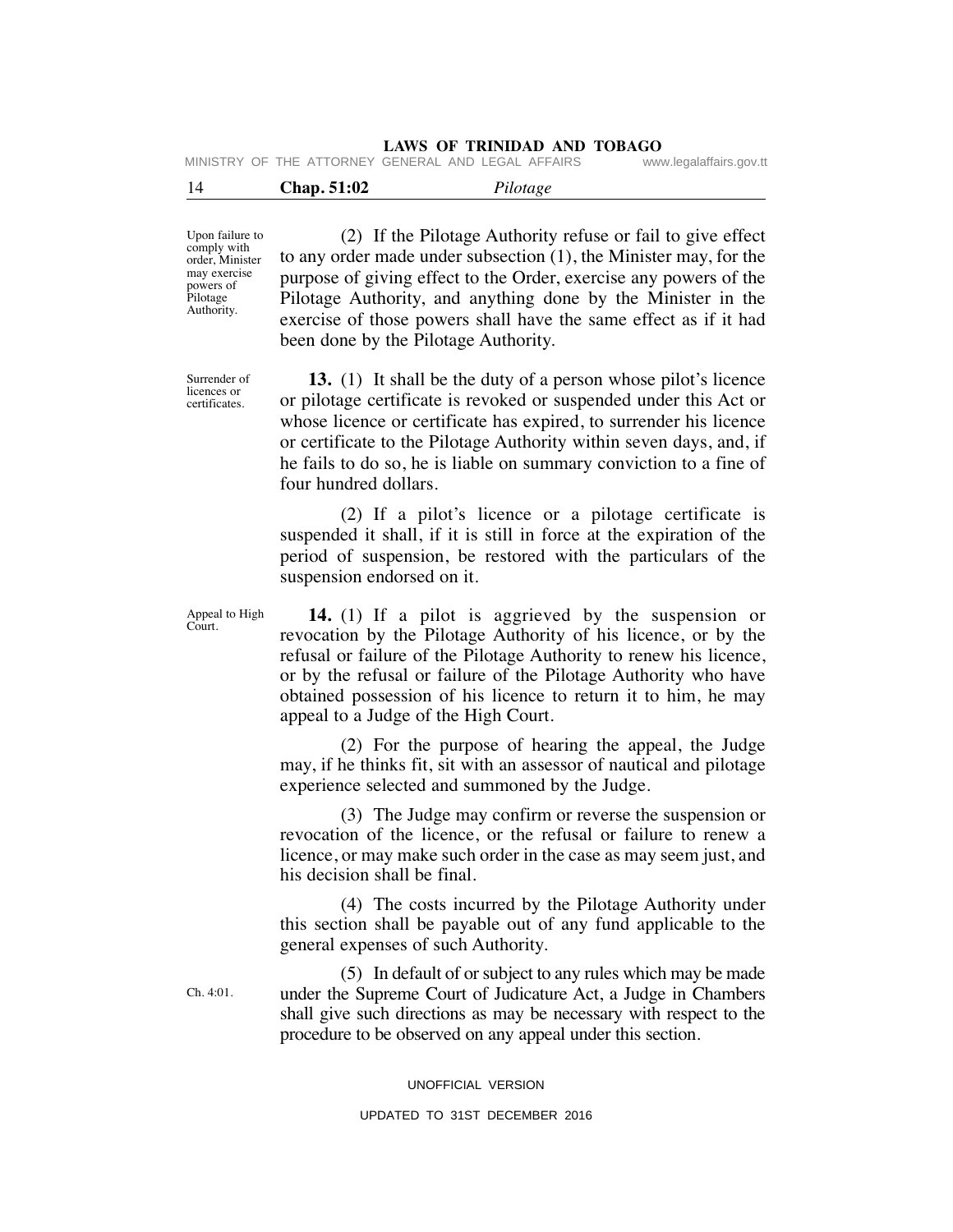Upon failure to comply with order, Minister may exercise powers of Pilotage Authority.

(2) If the Pilotage Authority refuse or fail to give effect to any order made under subsection (1), the Minister may, for the purpose of giving effect to the Order, exercise any powers of the Pilotage Authority, and anything done by the Minister in the exercise of those powers shall have the same effect as if it had been done by the Pilotage Authority.

Surrender of licences or certificates.

**13.** (1) It shall be the duty of a person whose pilot's licence or pilotage certificate is revoked or suspended under this Act or whose licence or certificate has expired, to surrender his licence or certificate to the Pilotage Authority within seven days, and, if he fails to do so, he is liable on summary conviction to a fine of four hundred dollars.

(2) If a pilot's licence or a pilotage certificate is suspended it shall, if it is still in force at the expiration of the period of suspension, be restored with the particulars of the suspension endorsed on it.

Appeal to High Court.

**14.** (1) If a pilot is aggrieved by the suspension or revocation by the Pilotage Authority of his licence, or by the refusal or failure of the Pilotage Authority to renew his licence, or by the refusal or failure of the Pilotage Authority who have obtained possession of his licence to return it to him, he may appeal to a Judge of the High Court.

(2) For the purpose of hearing the appeal, the Judge may, if he thinks fit, sit with an assessor of nautical and pilotage experience selected and summoned by the Judge.

(3) The Judge may confirm or reverse the suspension or revocation of the licence, or the refusal or failure to renew a licence, or may make such order in the case as may seem just, and his decision shall be final.

(4) The costs incurred by the Pilotage Authority under this section shall be payable out of any fund applicable to the general expenses of such Authority.

Ch. 4:01.

(5) In default of or subject to any rules which may be made under the Supreme Court of Judicature Act, a Judge in Chambers shall give such directions as may be necessary with respect to the procedure to be observed on any appeal under this section.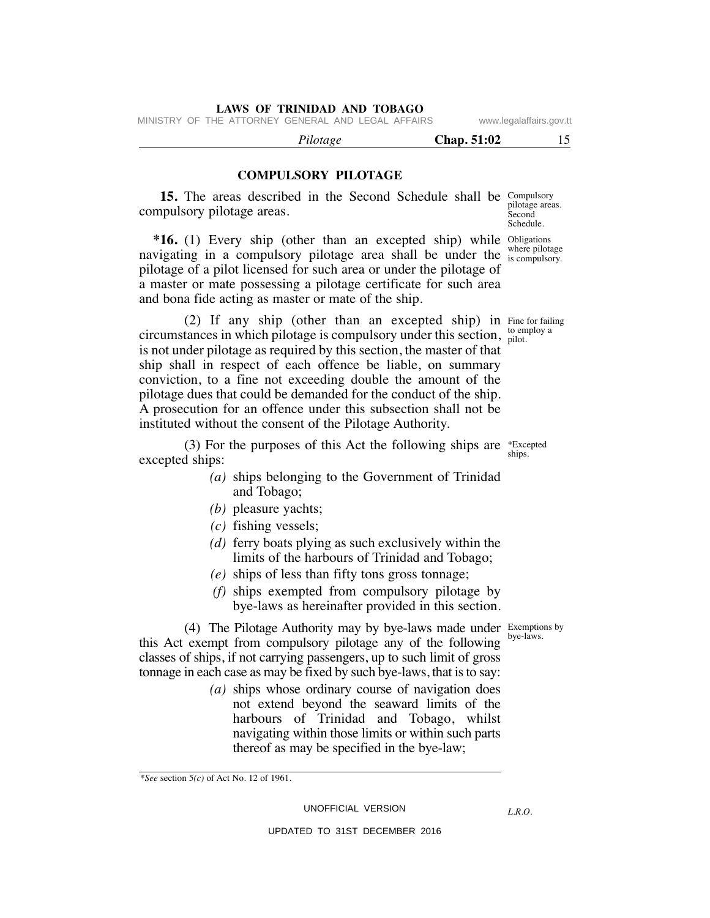## COMPULSORY PILOTAGE

Compulsory pilotage areas. Second Schedule.

**15.** The areas described in the Second Schedule shall be compulsory pilotage areas.

Obligations where pilotage is compulsory.

***16.** (1) Every ship (other than an excepted ship) while navigating in a compulsory pilotage area shall be under the pilotage of a pilot licensed for such area or under the pilotage of a master or mate possessing a pilotage certificate for such area and bona fide acting as master or mate of the ship.

Fine for failing to employ a pilot.

(2) If any ship (other than an excepted ship) in circumstances in which pilotage is compulsory under this section, is not under pilotage as required by this section, the master of that ship shall in respect of each offence be liable, on summary conviction, to a fine not exceeding double the amount of the pilotage dues that could be demanded for the conduct of the ship. A prosecution for an offence under this subsection shall not be instituted without the consent of the Pilotage Authority.

*Excepted ships.

(3) For the purposes of this Act the following ships are excepted ships:

*(a)* ships belonging to the Government of Trinidad and Tobago;

*(b)* pleasure yachts;

*(c)* fishing vessels;

*(d)* ferry boats plying as such exclusively within the limits of the harbours of Trinidad and Tobago;

*(e)* ships of less than fifty tons gross tonnage;

*(f)* ships exempted from compulsory pilotage by bye-laws as hereinafter provided in this section.

Exemptions by bye-laws.

(4) The Pilotage Authority may by bye-laws made under this Act exempt from compulsory pilotage any of the following classes of ships, if not carrying passengers, up to such limit of gross tonnage in each case as may be fixed by such bye-laws, that is to say:

*(a)* ships whose ordinary course of navigation does not extend beyond the seaward limits of the harbours of Trinidad and Tobago, whilst navigating within those limits or within such parts thereof as may be specified in the bye-law;

*\*See* section 5*(c)* of Act No. 12 of 1961.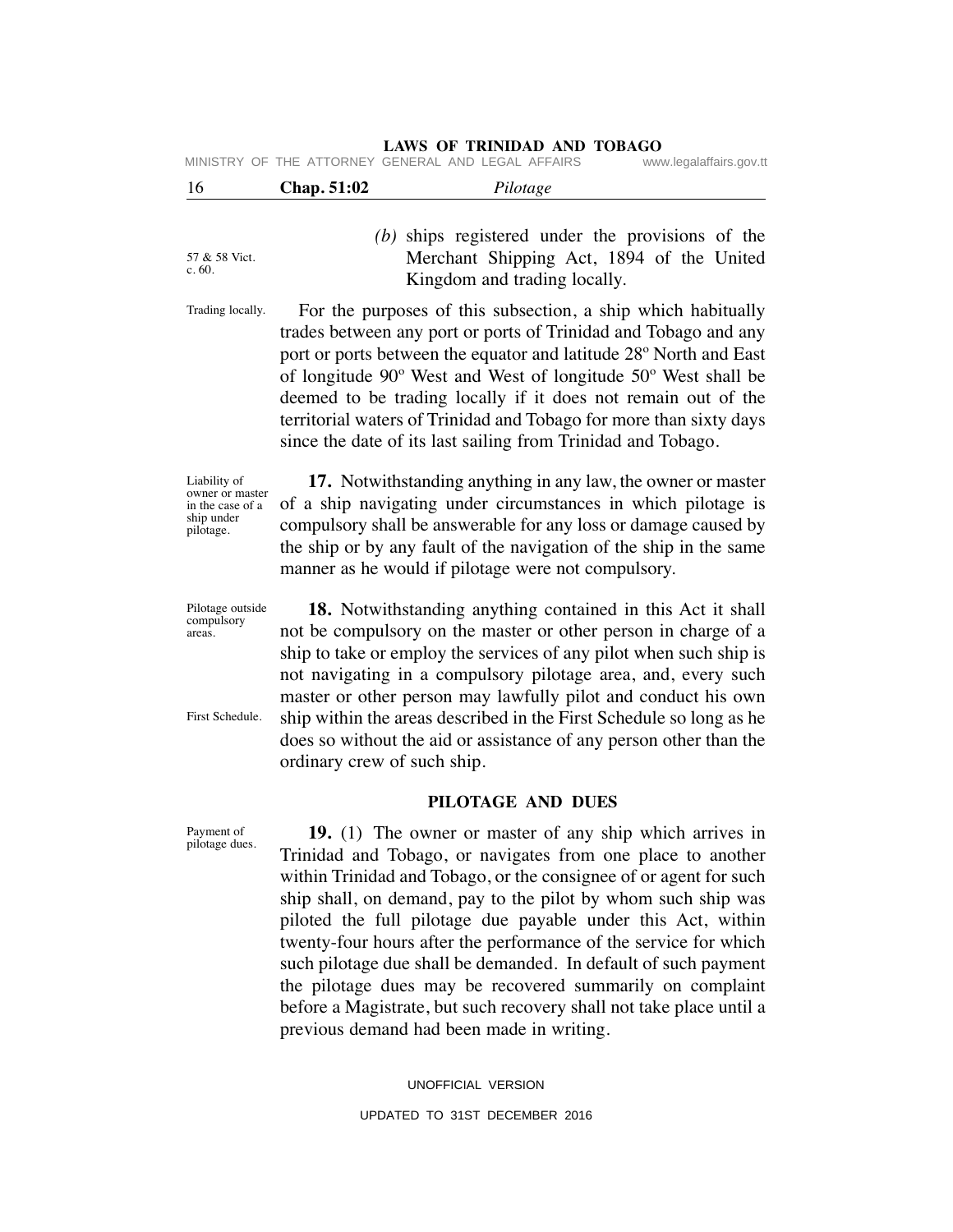*(b)* ships registered under the provisions of the Merchant Shipping Act, 1894 of the United Kingdom and trading locally.

57 & 58 Vict. c. 60.

Trading locally.

For the purposes of this subsection, a ship which habitually trades between any port or ports of Trinidad and Tobago and any port or ports between the equator and latitude 28º North and East of longitude 90º West and West of longitude 50º West shall be deemed to be trading locally if it does not remain out of the territorial waters of Trinidad and Tobago for more than sixty days since the date of its last sailing from Trinidad and Tobago.

Liability of owner or master in the case of a ship under pilotage.

**17.** Notwithstanding anything in any law, the owner or master of a ship navigating under circumstances in which pilotage is compulsory shall be answerable for any loss or damage caused by the ship or by any fault of the navigation of the ship in the same manner as he would if pilotage were not compulsory.

Pilotage outside compulsory areas.

**18.** Notwithstanding anything contained in this Act it shall not be compulsory on the master or other person in charge of a ship to take or employ the services of any pilot when such ship is not navigating in a compulsory pilotage area, and, every such master or other person may lawfully pilot and conduct his own ship within the areas described in the First Schedule so long as he does so without the aid or assistance of any person other than the ordinary crew of such ship.

First Schedule.

## PILOTAGE AND DUES

Payment of pilotage dues.

**19.** (1) The owner or master of any ship which arrives in Trinidad and Tobago, or navigates from one place to another within Trinidad and Tobago, or the consignee of or agent for such ship shall, on demand, pay to the pilot by whom such ship was piloted the full pilotage due payable under this Act, within twenty-four hours after the performance of the service for which such pilotage due shall be demanded. In default of such payment the pilotage dues may be recovered summarily on complaint before a Magistrate, but such recovery shall not take place until a previous demand had been made in writing.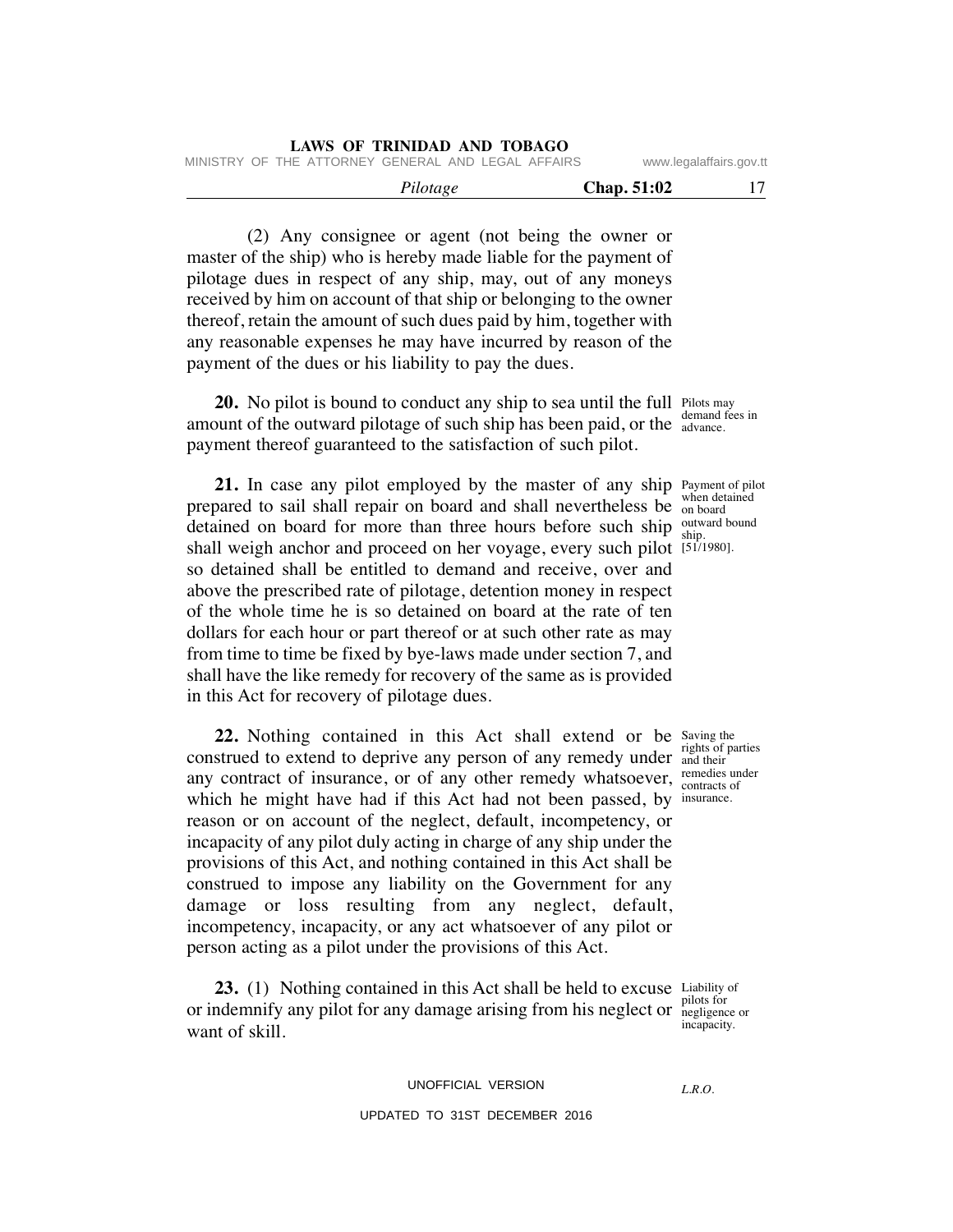(2) Any consignee or agent (not being the owner or master of the ship) who is hereby made liable for the payment of pilotage dues in respect of any ship, may, out of any moneys received by him on account of that ship or belonging to the owner thereof, retain the amount of such dues paid by him, together with any reasonable expenses he may have incurred by reason of the payment of the dues or his liability to pay the dues.

Pilots may demand fees in advance.

**20.** No pilot is bound to conduct any ship to sea until the full amount of the outward pilotage of such ship has been paid, or the payment thereof guaranteed to the satisfaction of such pilot.

Payment of pilot when detained on board outward bound ship. [51/1980].

**21.** In case any pilot employed by the master of any ship prepared to sail shall repair on board and shall nevertheless be detained on board for more than three hours before such ship shall weigh anchor and proceed on her voyage, every such pilot so detained shall be entitled to demand and receive, over and above the prescribed rate of pilotage, detention money in respect of the whole time he is so detained on board at the rate of ten dollars for each hour or part thereof or at such other rate as may from time to time be fixed by bye-laws made under section 7, and shall have the like remedy for recovery of the same as is provided in this Act for recovery of pilotage dues.

Saving the rights of parties and their remedies under contracts of insurance.

**22.** Nothing contained in this Act shall extend or be construed to extend to deprive any person of any remedy under any contract of insurance, or of any other remedy whatsoever, which he might have had if this Act had not been passed, by reason or on account of the neglect, default, incompetency, or incapacity of any pilot duly acting in charge of any ship under the provisions of this Act, and nothing contained in this Act shall be construed to impose any liability on the Government for any damage or loss resulting from any neglect, default, incompetency, incapacity, or any act whatsoever of any pilot or person acting as a pilot under the provisions of this Act.

Liability of pilots for negligence or incapacity.

**23.** (1) Nothing contained in this Act shall be held to excuse or indemnify any pilot for any damage arising from his neglect or want of skill.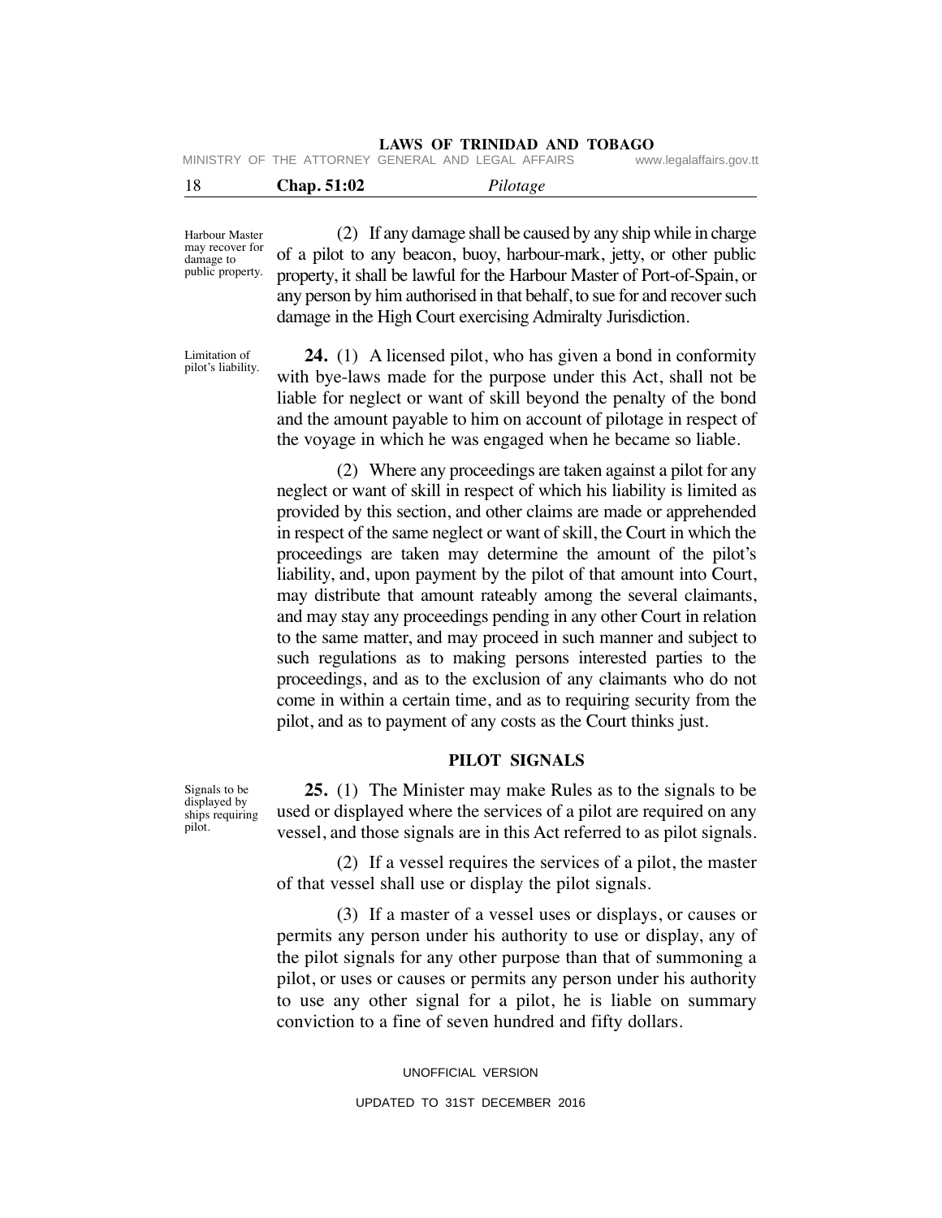Harbour Master may recover for damage to public property.

(2) If any damage shall be caused by any ship while in charge of a pilot to any beacon, buoy, harbour-mark, jetty, or other public property, it shall be lawful for the Harbour Master of Port-of-Spain, or any person by him authorised in that behalf, to sue for and recover such damage in the High Court exercising Admiralty Jurisdiction.

Limitation of pilot's liability.

**24.** (1) A licensed pilot, who has given a bond in conformity with bye-laws made for the purpose under this Act, shall not be liable for neglect or want of skill beyond the penalty of the bond and the amount payable to him on account of pilotage in respect of the voyage in which he was engaged when he became so liable.

(2) Where any proceedings are taken against a pilot for any neglect or want of skill in respect of which his liability is limited as provided by this section, and other claims are made or apprehended in respect of the same neglect or want of skill, the Court in which the proceedings are taken may determine the amount of the pilot's liability, and, upon payment by the pilot of that amount into Court, may distribute that amount rateably among the several claimants, and may stay any proceedings pending in any other Court in relation to the same matter, and may proceed in such manner and subject to such regulations as to making persons interested parties to the proceedings, and as to the exclusion of any claimants who do not come in within a certain time, and as to requiring security from the pilot, and as to payment of any costs as the Court thinks just.

## PILOT SIGNALS

Signals to be displayed by ships requiring pilot.

**25.** (1) The Minister may make Rules as to the signals to be used or displayed where the services of a pilot are required on any vessel, and those signals are in this Act referred to as pilot signals.

(2) If a vessel requires the services of a pilot, the master of that vessel shall use or display the pilot signals.

(3) If a master of a vessel uses or displays, or causes or permits any person under his authority to use or display, any of the pilot signals for any other purpose than that of summoning a pilot, or uses or causes or permits any person under his authority to use any other signal for a pilot, he is liable on summary conviction to a fine of seven hundred and fifty dollars.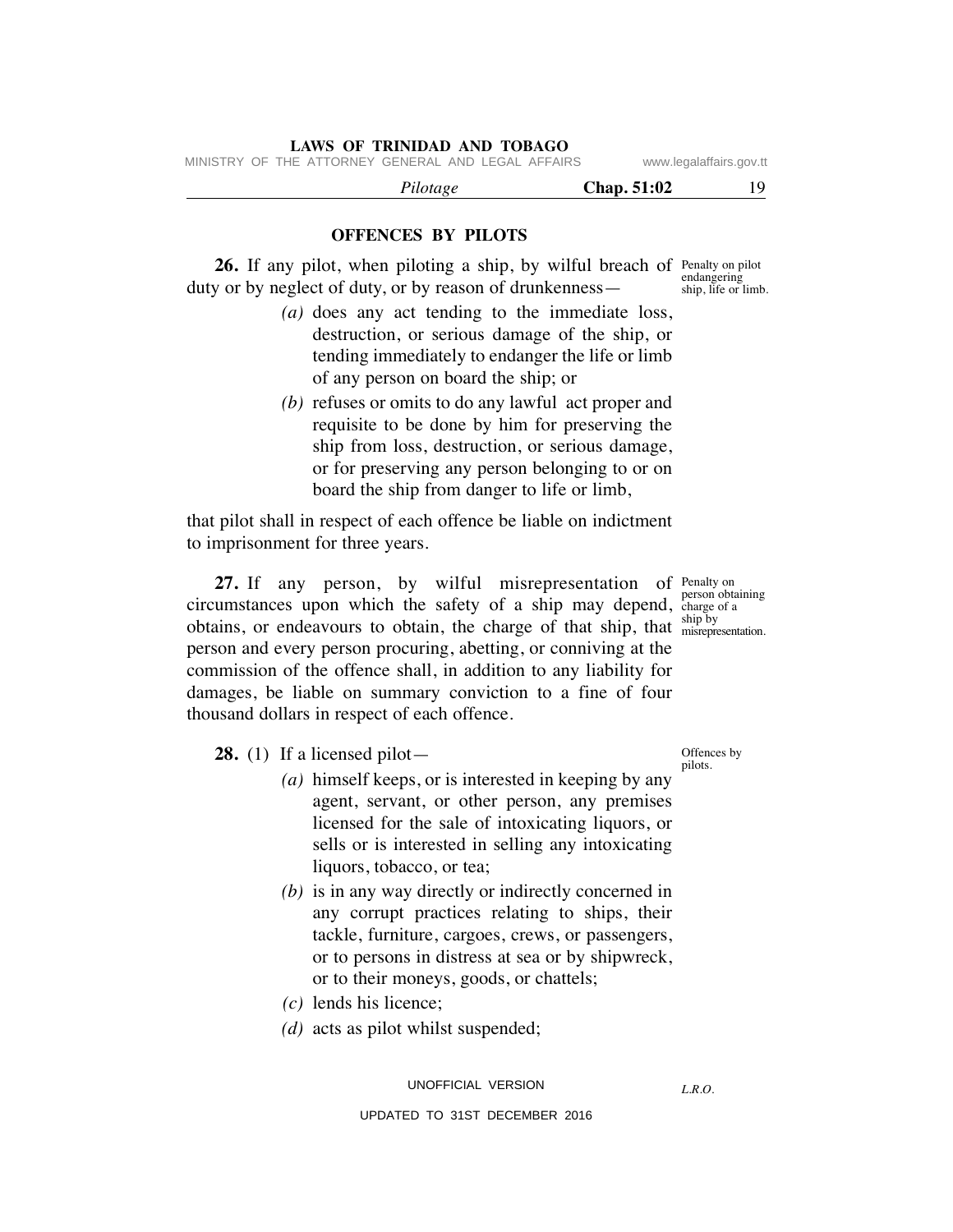## OFFENCES BY PILOTS

**26.** If any pilot, when piloting a ship, by wilful breach of duty or by neglect of duty, or by reason of drunkenness—

Penalty on pilot endangering ship, life or limb.

*(a)* does any act tending to the immediate loss, destruction, or serious damage of the ship, or tending immediately to endanger the life or limb of any person on board the ship; or

*(b)* refuses or omits to do any lawful act proper and requisite to be done by him for preserving the ship from loss, destruction, or serious damage, or for preserving any person belonging to or on board the ship from danger to life or limb,

that pilot shall in respect of each offence be liable on indictment to imprisonment for three years.

**27.** If any person, by wilful misrepresentation of circumstances upon which the safety of a ship may depend, obtains, or endeavours to obtain, the charge of that ship, that person and every person procuring, abetting, or conniving at the commission of the offence shall, in addition to any liability for damages, be liable on summary conviction to a fine of four thousand dollars in respect of each offence.

Penalty on person obtaining charge of a ship by misrepresentation.

**28.** (1) If a licensed pilot—

Offences by pilots.

*(a)* himself keeps, or is interested in keeping by any agent, servant, or other person, any premises licensed for the sale of intoxicating liquors, or sells or is interested in selling any intoxicating liquors, tobacco, or tea;

*(b)* is in any way directly or indirectly concerned in any corrupt practices relating to ships, their tackle, furniture, cargoes, crews, or passengers, or to persons in distress at sea or by shipwreck, or to their moneys, goods, or chattels;

*(c)* lends his licence;

*(d)* acts as pilot whilst suspended;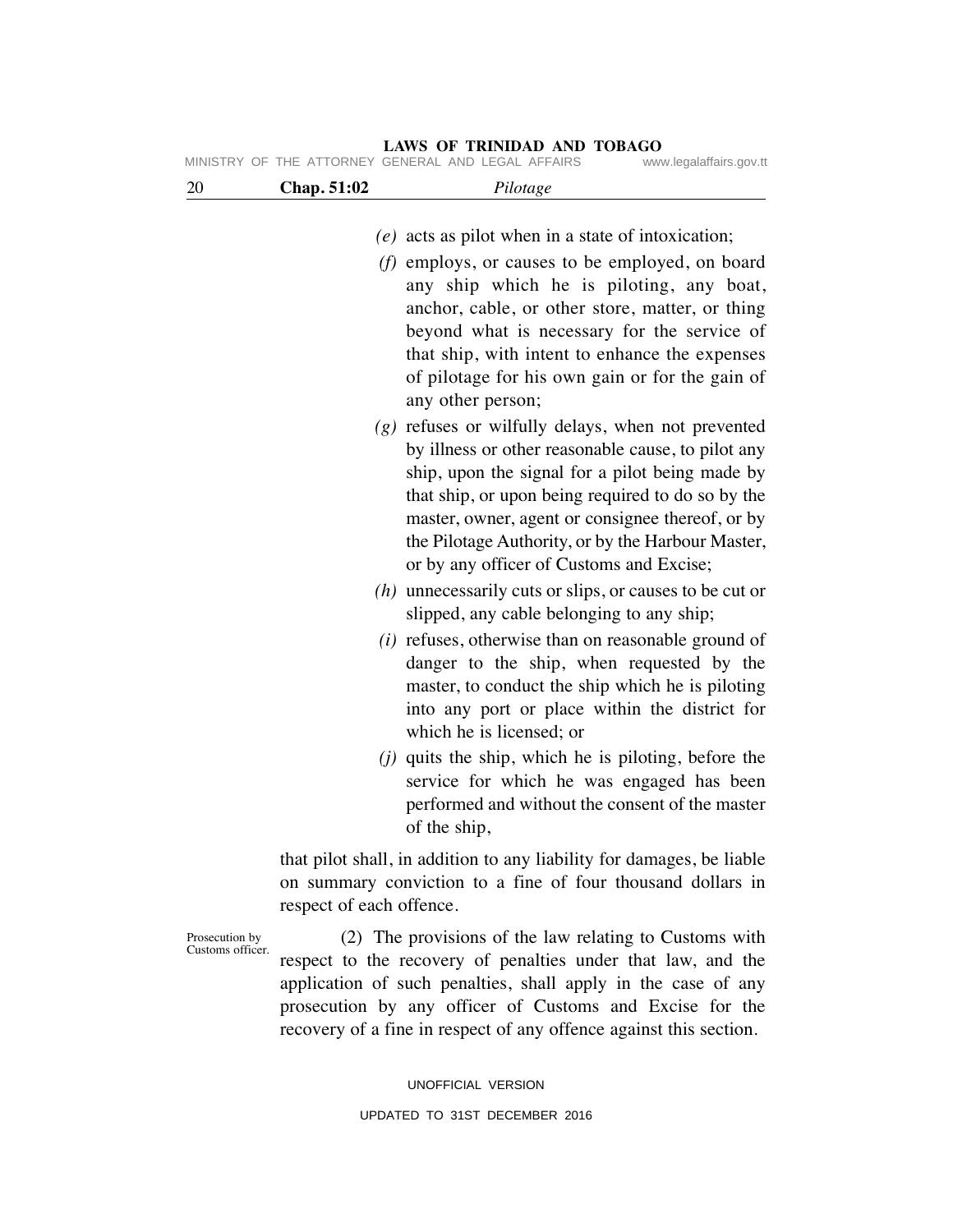*(e)* acts as pilot when in a state of intoxication;

*(f)* employs, or causes to be employed, on board any ship which he is piloting, any boat, anchor, cable, or other store, matter, or thing beyond what is necessary for the service of that ship, with intent to enhance the expenses of pilotage for his own gain or for the gain of any other person;

*(g)* refuses or wilfully delays, when not prevented by illness or other reasonable cause, to pilot any ship, upon the signal for a pilot being made by that ship, or upon being required to do so by the master, owner, agent or consignee thereof, or by the Pilotage Authority, or by the Harbour Master, or by any officer of Customs and Excise;

*(h)* unnecessarily cuts or slips, or causes to be cut or slipped, any cable belonging to any ship;

*(i)* refuses, otherwise than on reasonable ground of danger to the ship, when requested by the master, to conduct the ship which he is piloting into any port or place within the district for which he is licensed; or

*(j)* quits the ship, which he is piloting, before the service for which he was engaged has been performed and without the consent of the master of the ship,

that pilot shall, in addition to any liability for damages, be liable on summary conviction to a fine of four thousand dollars in respect of each offence.

Prosecution by Customs officer.

(2) The provisions of the law relating to Customs with respect to the recovery of penalties under that law, and the application of such penalties, shall apply in the case of any prosecution by any officer of Customs and Excise for the recovery of a fine in respect of any offence against this section.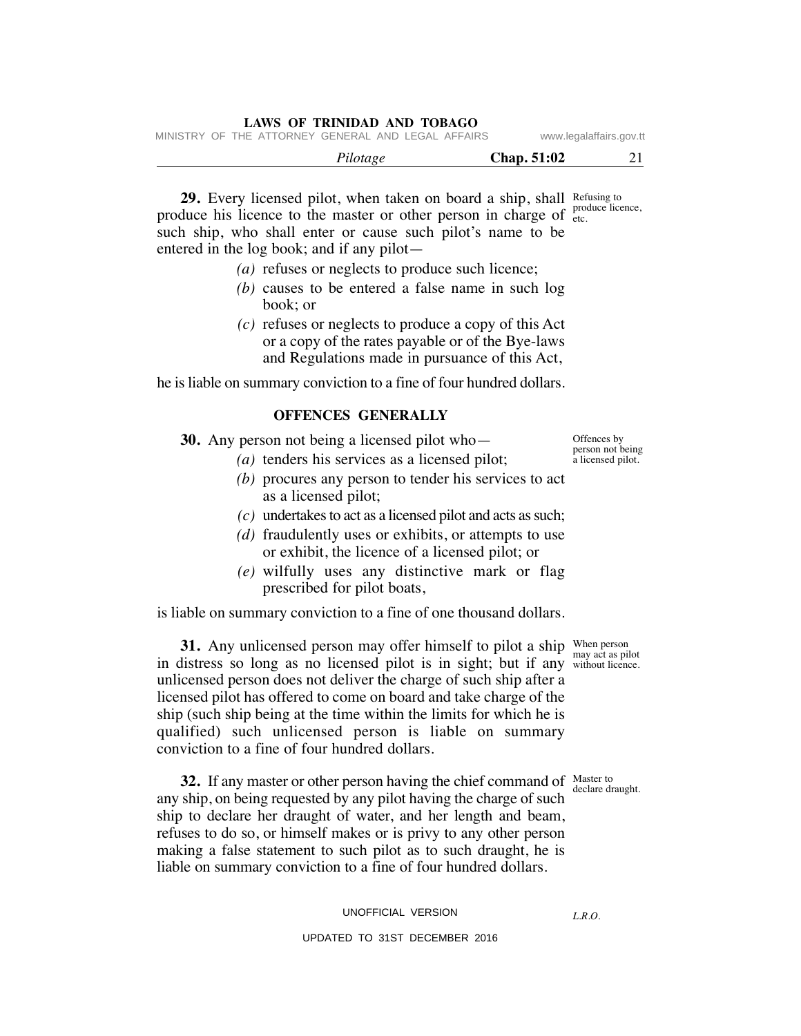**29.** Every licensed pilot, when taken on board a ship, shall produce his licence to the master or other person in charge of such ship, who shall enter or cause such pilot's name to be entered in the log book; and if any pilot—

Refusing to produce licence, etc.

- *(a)* refuses or neglects to produce such licence;
- *(b)* causes to be entered a false name in such log book; or
- *(c)* refuses or neglects to produce a copy of this Act or a copy of the rates payable or of the Bye-laws and Regulations made in pursuance of this Act,

he is liable on summary conviction to a fine of four hundred dollars.

## OFFENCES GENERALLY

**30.** Any person not being a licensed pilot who—

Offences by person not being a licensed pilot.

- *(a)* tenders his services as a licensed pilot;
- *(b)* procures any person to tender his services to act as a licensed pilot;
- *(c)* undertakes to act as a licensed pilot and acts as such;
- *(d)* fraudulently uses or exhibits, or attempts to use or exhibit, the licence of a licensed pilot; or
- *(e)* wilfully uses any distinctive mark or flag prescribed for pilot boats,

is liable on summary conviction to a fine of one thousand dollars.

**31.** Any unlicensed person may offer himself to pilot a ship in distress so long as no licensed pilot is in sight; but if any unlicensed person does not deliver the charge of such ship after a licensed pilot has offered to come on board and take charge of the ship (such ship being at the time within the limits for which he is qualified) such unlicensed person is liable on summary conviction to a fine of four hundred dollars.

When person may act as pilot without licence.

**32.** If any master or other person having the chief command of any ship, on being requested by any pilot having the charge of such ship to declare her draught of water, and her length and beam, refuses to do so, or himself makes or is privy to any other person making a false statement to such pilot as to such draught, he is liable on summary conviction to a fine of four hundred dollars.

Master to declare draught.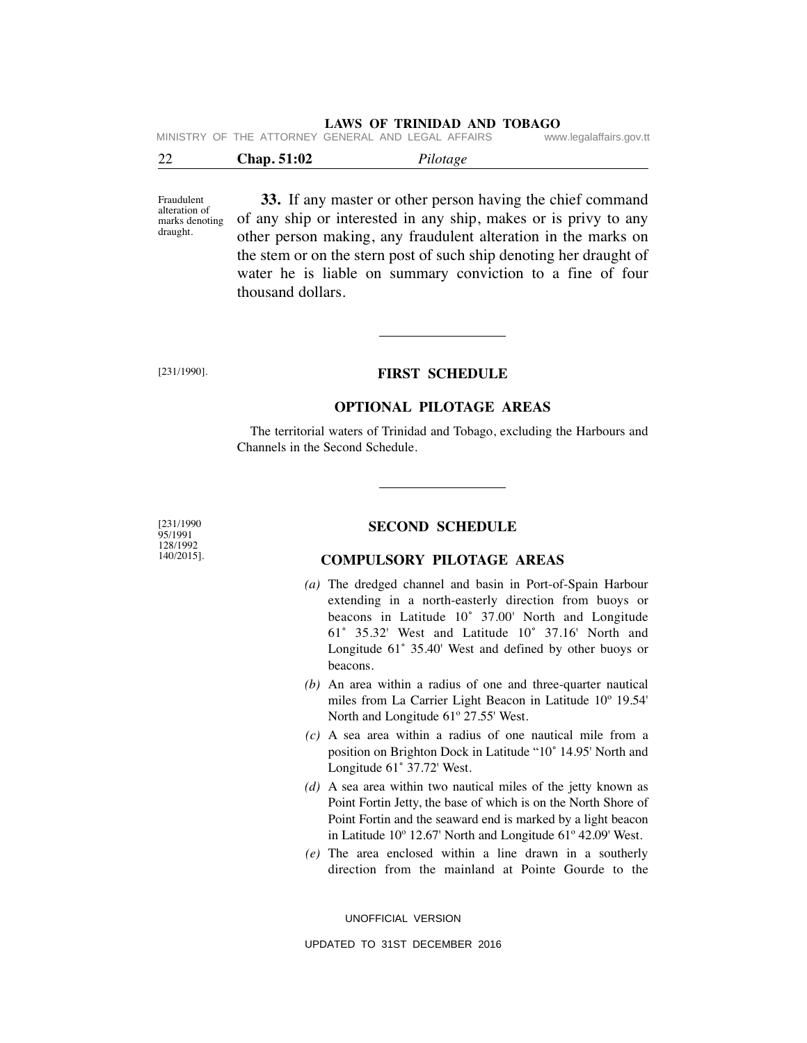Fraudulent alteration of marks denoting draught.

**33.** If any master or other person having the chief command of any ship or interested in any ship, makes or is privy to any other person making, any fraudulent alteration in the marks on the stem or on the stern post of such ship denoting her draught of water he is liable on summary conviction to a fine of four thousand dollars.

---

[231/1990].

## FIRST SCHEDULE

### OPTIONAL PILOTAGE AREAS

The territorial waters of Trinidad and Tobago, excluding the Harbours and Channels in the Second Schedule.

---

[231/1990 95/1991 128/1992 140/2015].

## SECOND SCHEDULE

### COMPULSORY PILOTAGE AREAS

*(a)* The dredged channel and basin in Port-of-Spain Harbour extending in a north-easterly direction from buoys or beacons in Latitude 10˚ 37.00' North and Longitude 61˚ 35.32' West and Latitude 10˚ 37.16' North and Longitude 61˚ 35.40' West and defined by other buoys or beacons.

*(b)* An area within a radius of one and three-quarter nautical miles from La Carrier Light Beacon in Latitude 10º 19.54' North and Longitude 61º 27.55' West.

*(c)* A sea area within a radius of one nautical mile from a position on Brighton Dock in Latitude "10˚ 14.95' North and Longitude 61˚ 37.72' West.

*(d)* A sea area within two nautical miles of the jetty known as Point Fortin Jetty, the base of which is on the North Shore of Point Fortin and the seaward end is marked by a light beacon in Latitude 10º 12.67' North and Longitude 61º 42.09' West.

*(e)* The area enclosed within a line drawn in a southerly direction from the mainland at Pointe Gourde to the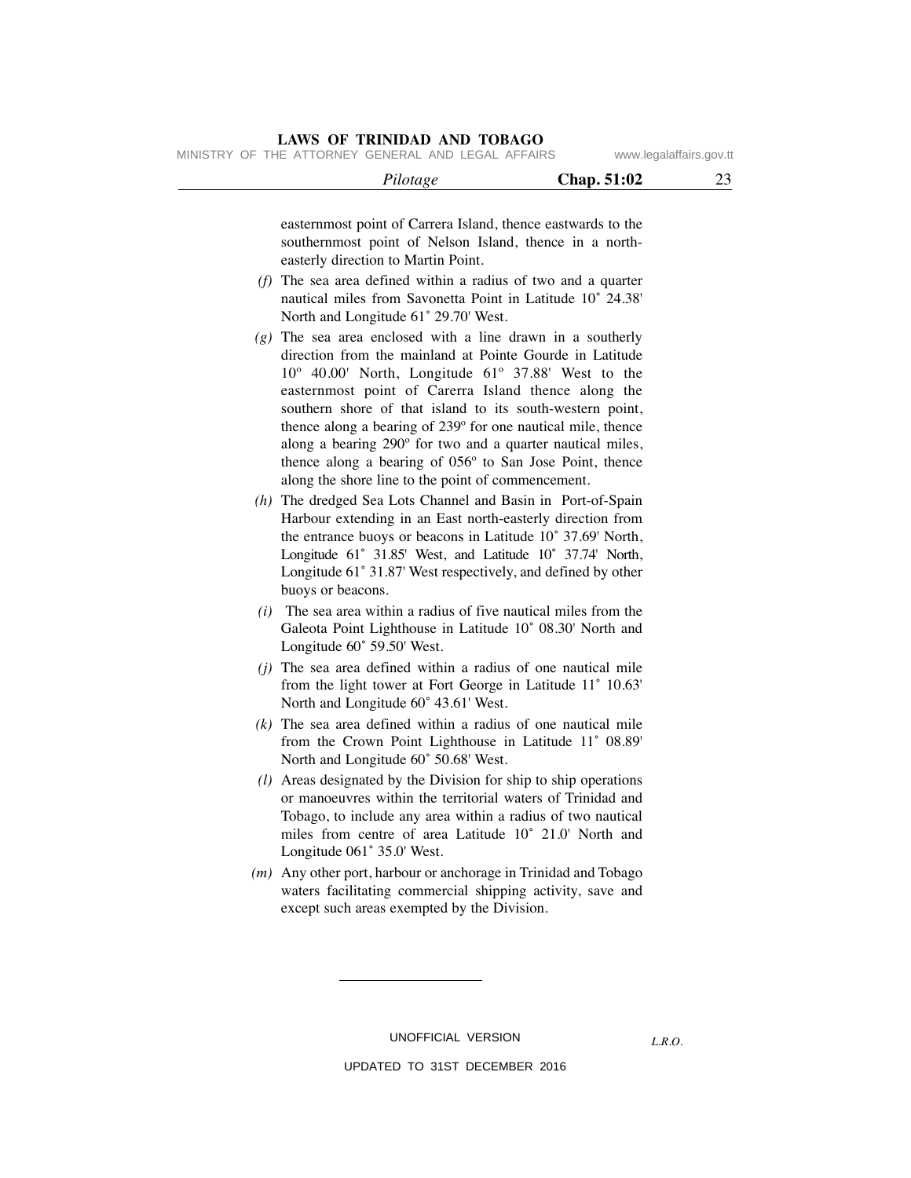easternmost point of Carrera Island, thence eastwards to the southernmost point of Nelson Island, thence in a north-easterly direction to Martin Point.

*(f)* The sea area defined within a radius of two and a quarter nautical miles from Savonetta Point in Latitude 10˚ 24.38' North and Longitude 61˚ 29.70' West.

*(g)* The sea area enclosed with a line drawn in a southerly direction from the mainland at Pointe Gourde in Latitude 10º 40.00' North, Longitude 61º 37.88' West to the easternmost point of Carerra Island thence along the southern shore of that island to its south-western point, thence along a bearing of 239º for one nautical mile, thence along a bearing 290º for two and a quarter nautical miles, thence along a bearing of 056º to San Jose Point, thence along the shore line to the point of commencement.

*(h)* The dredged Sea Lots Channel and Basin in Port-of-Spain Harbour extending in an East north-easterly direction from the entrance buoys or beacons in Latitude 10˚ 37.69' North, Longitude 61˚ 31.85' West, and Latitude 10˚ 37.74' North, Longitude 61˚ 31.87' West respectively, and defined by other buoys or beacons.

*(i)* The sea area within a radius of five nautical miles from the Galeota Point Lighthouse in Latitude 10˚ 08.30' North and Longitude 60˚ 59.50' West.

*(j)* The sea area defined within a radius of one nautical mile from the light tower at Fort George in Latitude 11˚ 10.63' North and Longitude 60˚ 43.61' West.

*(k)* The sea area defined within a radius of one nautical mile from the Crown Point Lighthouse in Latitude 11˚ 08.89' North and Longitude 60˚ 50.68' West.

*(l)* Areas designated by the Division for ship to ship operations or manoeuvres within the territorial waters of Trinidad and Tobago, to include any area within a radius of two nautical miles from centre of area Latitude 10˚ 21.0' North and Longitude 061˚ 35.0' West.

*(m)* Any other port, harbour or anchorage in Trinidad and Tobago waters facilitating commercial shipping activity, save and except such areas exempted by the Division.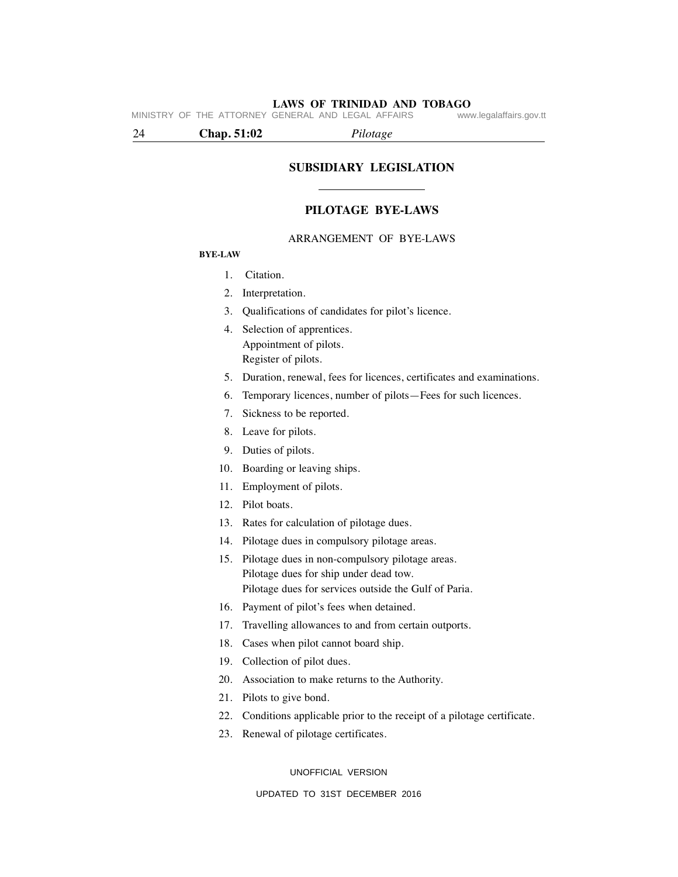## SUBSIDIARY LEGISLATION

---

## PILOTAGE BYE-LAWS

ARRANGEMENT OF BYE-LAWS

**BYE-LAW**

1. Citation.
2. Interpretation.
3. Qualifications of candidates for pilot's licence.
4. Selection of apprentices.
   Appointment of pilots.
   Register of pilots.
5. Duration, renewal, fees for licences, certificates and examinations.
6. Temporary licences, number of pilots—Fees for such licences.
7. Sickness to be reported.
8. Leave for pilots.
9. Duties of pilots.
10. Boarding or leaving ships.
11. Employment of pilots.
12. Pilot boats.
13. Rates for calculation of pilotage dues.
14. Pilotage dues in compulsory pilotage areas.
15. Pilotage dues in non-compulsory pilotage areas.
    Pilotage dues for ship under dead tow.
    Pilotage dues for services outside the Gulf of Paria.
16. Payment of pilot's fees when detained.
17. Travelling allowances to and from certain outports.
18. Cases when pilot cannot board ship.
19. Collection of pilot dues.
20. Association to make returns to the Authority.
21. Pilots to give bond.
22. Conditions applicable prior to the receipt of a pilotage certificate.
23. Renewal of pilotage certificates.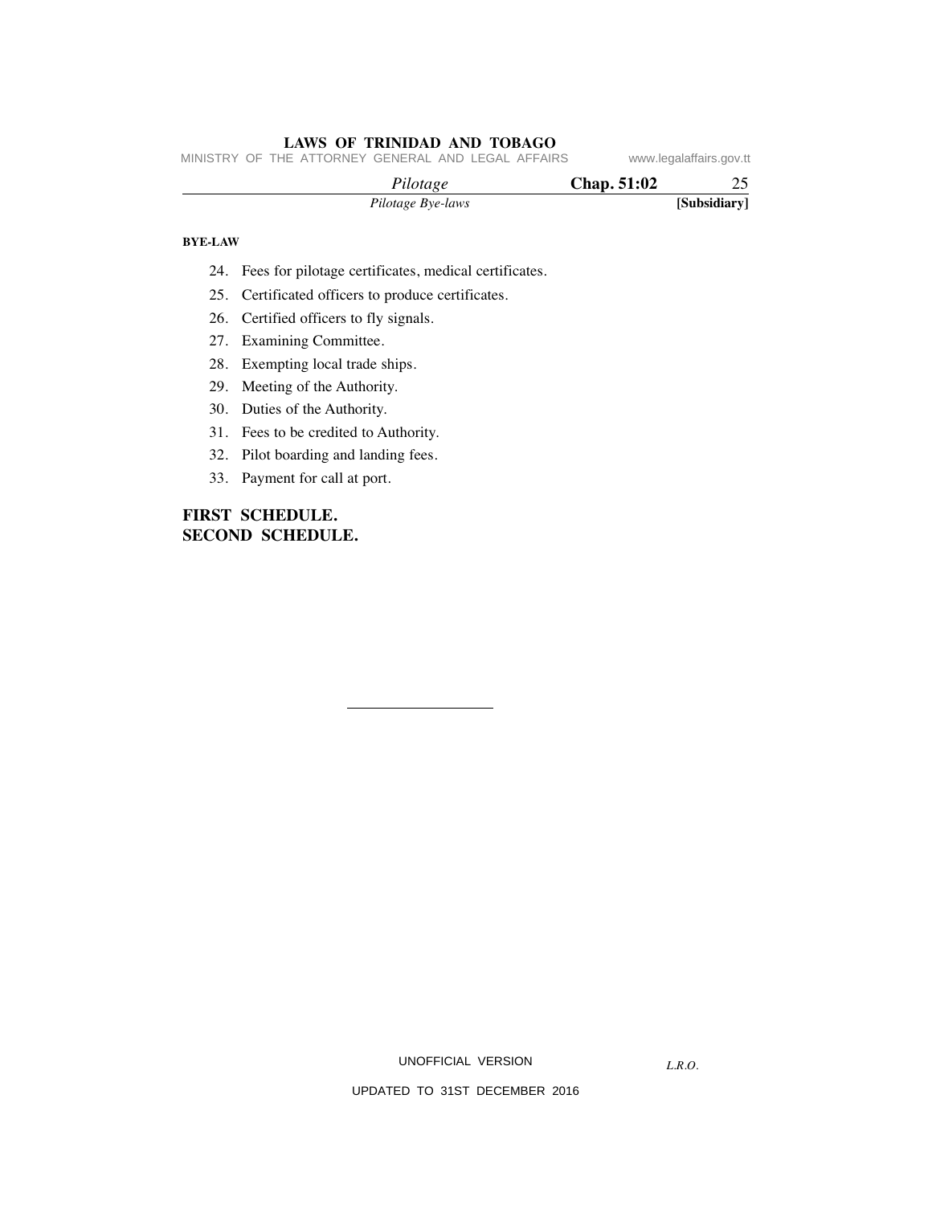**BYE-LAW**

24. Fees for pilotage certificates, medical certificates.
25. Certificated officers to produce certificates.
26. Certified officers to fly signals.
27. Examining Committee.
28. Exempting local trade ships.
29. Meeting of the Authority.
30. Duties of the Authority.
31. Fees to be credited to Authority.
32. Pilot boarding and landing fees.
33. Payment for call at port.

**FIRST SCHEDULE.**
**SECOND SCHEDULE.**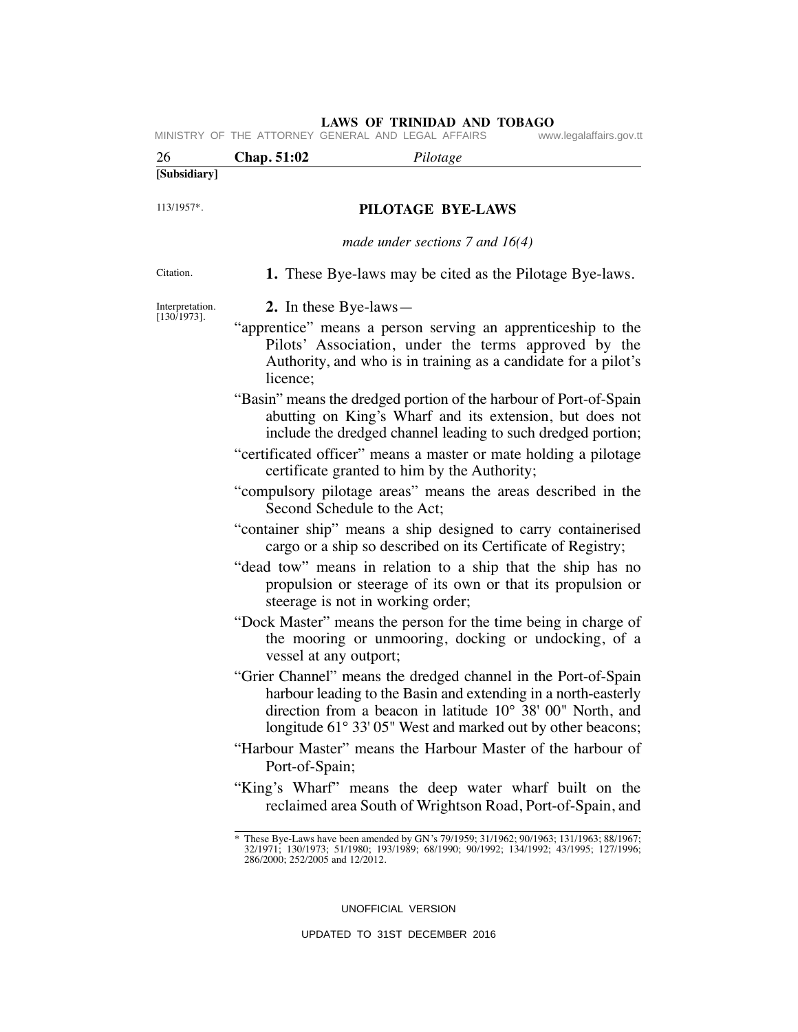[Subsidiary]

113/1957*.

## PILOTAGE BYE-LAWS

*made under sections 7 and 16(4)*

Citation.

**1.** These Bye-laws may be cited as the Pilotage Bye-laws.

Interpretation. [130/1973].

**2.** In these Bye-laws—

"apprentice" means a person serving an apprenticeship to the Pilots' Association, under the terms approved by the Authority, and who is in training as a candidate for a pilot's licence;

"Basin" means the dredged portion of the harbour of Port-of-Spain abutting on King's Wharf and its extension, but does not include the dredged channel leading to such dredged portion;

"certificated officer" means a master or mate holding a pilotage certificate granted to him by the Authority;

"compulsory pilotage areas" means the areas described in the Second Schedule to the Act;

"container ship" means a ship designed to carry containerised cargo or a ship so described on its Certificate of Registry;

"dead tow" means in relation to a ship that the ship has no propulsion or steerage of its own or that its propulsion or steerage is not in working order;

"Dock Master" means the person for the time being in charge of the mooring or unmooring, docking or undocking, of a vessel at any outport;

"Grier Channel" means the dredged channel in the Port-of-Spain harbour leading to the Basin and extending in a north-easterly direction from a beacon in latitude 10° 38' 00" North, and longitude 61° 33' 05" West and marked out by other beacons;

"Harbour Master" means the Harbour Master of the harbour of Port-of-Spain;

"King's Wharf" means the deep water wharf built on the reclaimed area South of Wrightson Road, Port-of-Spain, and

---

* These Bye-Laws have been amended by GN's 79/1959; 31/1962; 90/1963; 131/1963; 88/1967; 32/1971; 130/1973; 51/1980; 193/1989; 68/1990; 90/1992; 134/1992; 43/1995; 127/1996; 286/2000; 252/2005 and 12/2012.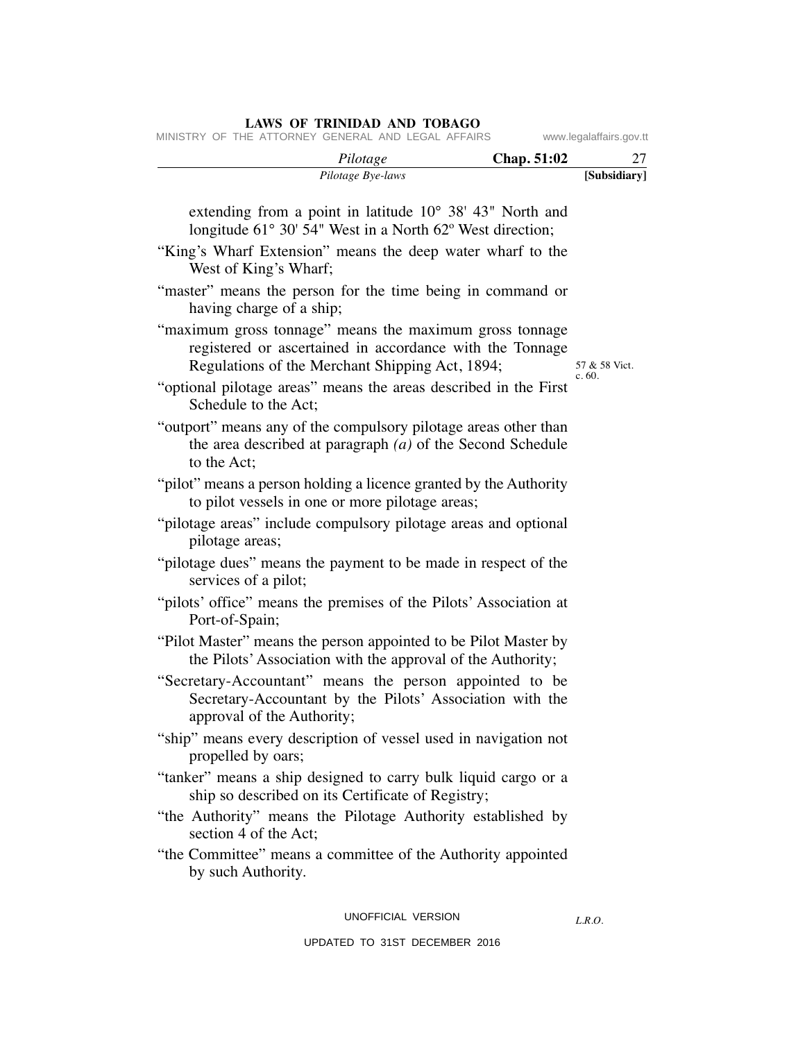extending from a point in latitude 10° 38' 43" North and longitude 61° 30' 54" West in a North 62º West direction;

"King's Wharf Extension" means the deep water wharf to the West of King's Wharf;

"master" means the person for the time being in command or having charge of a ship;

"maximum gross tonnage" means the maximum gross tonnage registered or ascertained in accordance with the Tonnage Regulations of the Merchant Shipping Act, 1894; 57 & 58 Vict. c. 60.

"optional pilotage areas" means the areas described in the First Schedule to the Act;

"outport" means any of the compulsory pilotage areas other than the area described at paragraph *(a)* of the Second Schedule to the Act;

"pilot" means a person holding a licence granted by the Authority to pilot vessels in one or more pilotage areas;

"pilotage areas" include compulsory pilotage areas and optional pilotage areas;

"pilotage dues" means the payment to be made in respect of the services of a pilot;

"pilots' office" means the premises of the Pilots' Association at Port-of-Spain;

"Pilot Master" means the person appointed to be Pilot Master by the Pilots' Association with the approval of the Authority;

"Secretary-Accountant" means the person appointed to be Secretary-Accountant by the Pilots' Association with the approval of the Authority;

"ship" means every description of vessel used in navigation not propelled by oars;

"tanker" means a ship designed to carry bulk liquid cargo or a ship so described on its Certificate of Registry;

"the Authority" means the Pilotage Authority established by section 4 of the Act;

"the Committee" means a committee of the Authority appointed by such Authority.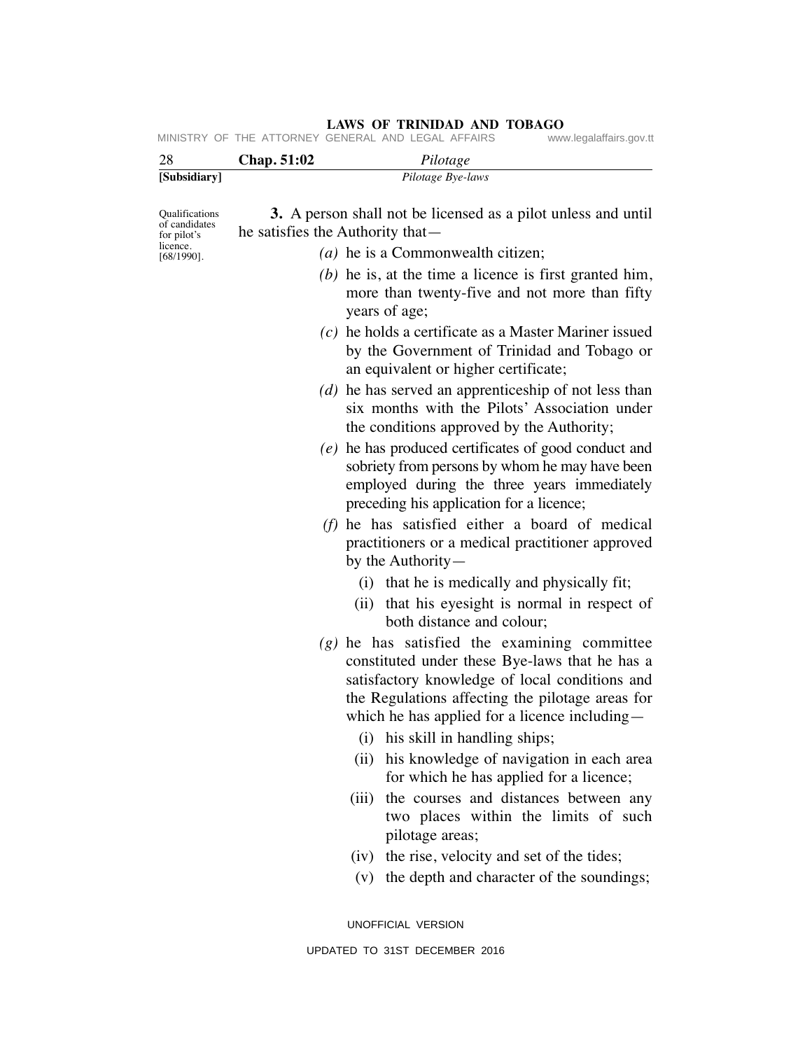Qualifications of candidates for pilot's licence. [68/1990].

**3.** A person shall not be licensed as a pilot unless and until he satisfies the Authority that—

*(a)* he is a Commonwealth citizen;

*(b)* he is, at the time a licence is first granted him, more than twenty-five and not more than fifty years of age;

*(c)* he holds a certificate as a Master Mariner issued by the Government of Trinidad and Tobago or an equivalent or higher certificate;

*(d)* he has served an apprenticeship of not less than six months with the Pilots' Association under the conditions approved by the Authority;

*(e)* he has produced certificates of good conduct and sobriety from persons by whom he may have been employed during the three years immediately preceding his application for a licence;

*(f)* he has satisfied either a board of medical practitioners or a medical practitioner approved by the Authority—

(i) that he is medically and physically fit;

(ii) that his eyesight is normal in respect of both distance and colour;

*(g)* he has satisfied the examining committee constituted under these Bye-laws that he has a satisfactory knowledge of local conditions and the Regulations affecting the pilotage areas for which he has applied for a licence including—

(i) his skill in handling ships;

(ii) his knowledge of navigation in each area for which he has applied for a licence;

(iii) the courses and distances between any two places within the limits of such pilotage areas;

(iv) the rise, velocity and set of the tides;

(v) the depth and character of the soundings;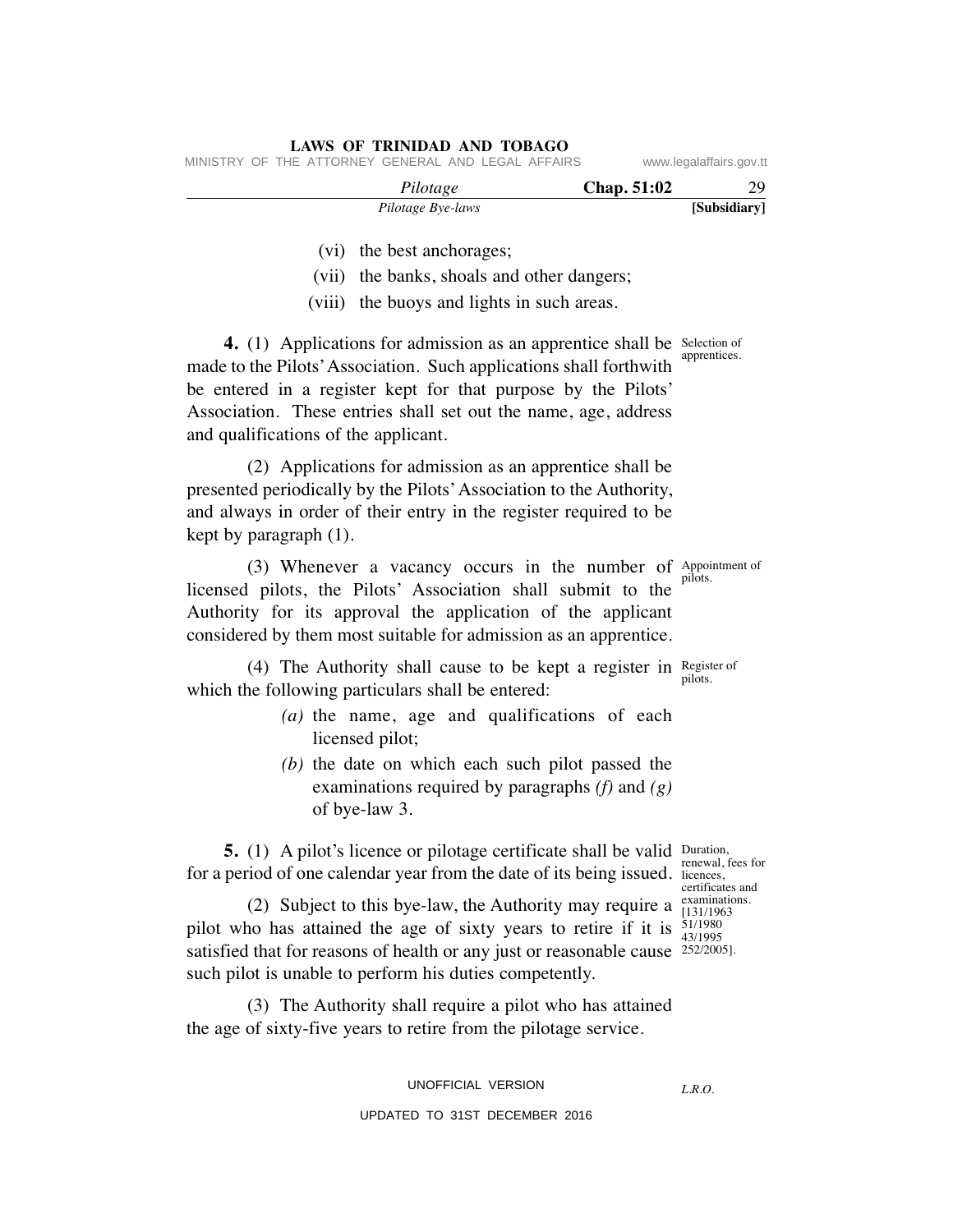(vi) the best anchorages;

(vii) the banks, shoals and other dangers;

(viii) the buoys and lights in such areas.

Selection of apprentices.

**4.** (1) Applications for admission as an apprentice shall be made to the Pilots' Association. Such applications shall forthwith be entered in a register kept for that purpose by the Pilots' Association. These entries shall set out the name, age, address and qualifications of the applicant.

(2) Applications for admission as an apprentice shall be presented periodically by the Pilots' Association to the Authority, and always in order of their entry in the register required to be kept by paragraph (1).

Appointment of pilots.

(3) Whenever a vacancy occurs in the number of licensed pilots, the Pilots' Association shall submit to the Authority for its approval the application of the applicant considered by them most suitable for admission as an apprentice.

Register of pilots.

(4) The Authority shall cause to be kept a register in which the following particulars shall be entered:

*(a)* the name, age and qualifications of each licensed pilot;

*(b)* the date on which each such pilot passed the examinations required by paragraphs *(f)* and *(g)* of bye-law 3.

Duration, renewal, fees for licences, certificates and examinations. [131/1963 51/1980 43/1995 252/2005].

**5.** (1) A pilot's licence or pilotage certificate shall be valid for a period of one calendar year from the date of its being issued.

(2) Subject to this bye-law, the Authority may require a pilot who has attained the age of sixty years to retire if it is satisfied that for reasons of health or any just or reasonable cause such pilot is unable to perform his duties competently.

(3) The Authority shall require a pilot who has attained the age of sixty-five years to retire from the pilotage service.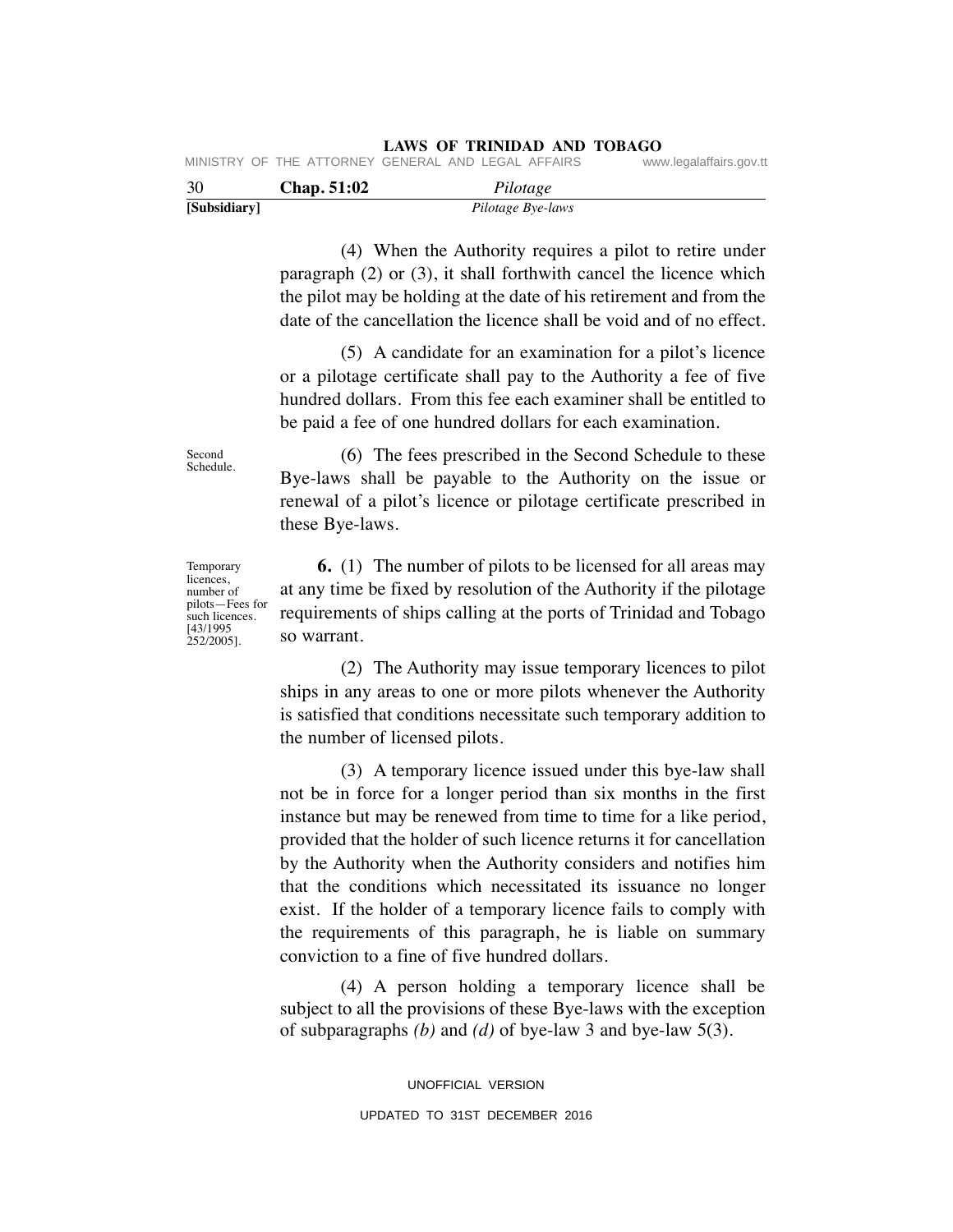(4) When the Authority requires a pilot to retire under paragraph (2) or (3), it shall forthwith cancel the licence which the pilot may be holding at the date of his retirement and from the date of the cancellation the licence shall be void and of no effect.

(5) A candidate for an examination for a pilot's licence or a pilotage certificate shall pay to the Authority a fee of five hundred dollars. From this fee each examiner shall be entitled to be paid a fee of one hundred dollars for each examination.

Second Schedule.

(6) The fees prescribed in the Second Schedule to these Bye-laws shall be payable to the Authority on the issue or renewal of a pilot's licence or pilotage certificate prescribed in these Bye-laws.

Temporary licences, number of pilots—Fees for such licences. [43/1995 252/2005].

**6.** (1) The number of pilots to be licensed for all areas may at any time be fixed by resolution of the Authority if the pilotage requirements of ships calling at the ports of Trinidad and Tobago so warrant.

(2) The Authority may issue temporary licences to pilot ships in any areas to one or more pilots whenever the Authority is satisfied that conditions necessitate such temporary addition to the number of licensed pilots.

(3) A temporary licence issued under this bye-law shall not be in force for a longer period than six months in the first instance but may be renewed from time to time for a like period, provided that the holder of such licence returns it for cancellation by the Authority when the Authority considers and notifies him that the conditions which necessitated its issuance no longer exist. If the holder of a temporary licence fails to comply with the requirements of this paragraph, he is liable on summary conviction to a fine of five hundred dollars.

(4) A person holding a temporary licence shall be subject to all the provisions of these Bye-laws with the exception of subparagraphs *(b)* and *(d)* of bye-law 3 and bye-law 5(3).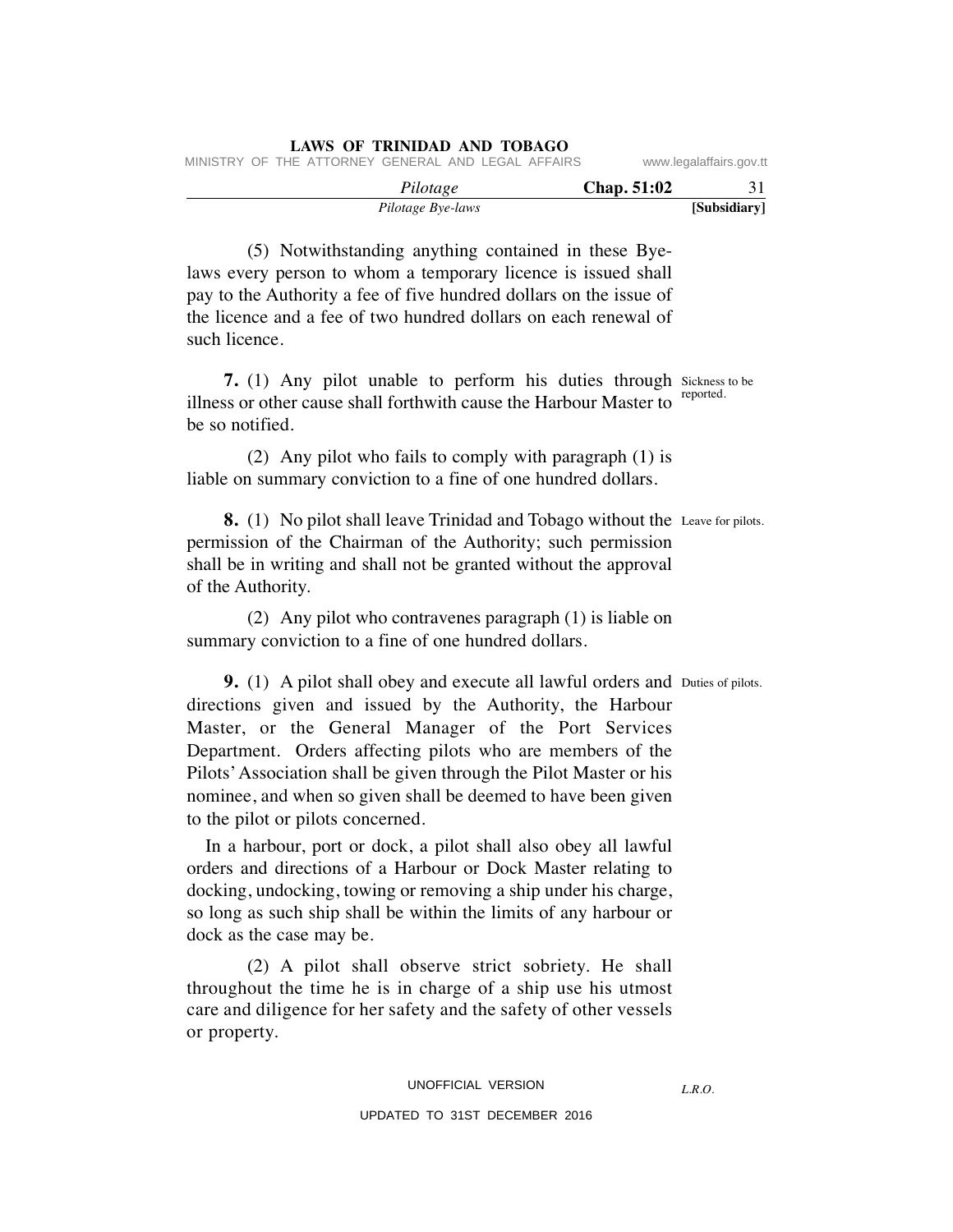(5) Notwithstanding anything contained in these Bye-laws every person to whom a temporary licence is issued shall pay to the Authority a fee of five hundred dollars on the issue of the licence and a fee of two hundred dollars on each renewal of such licence.

Sickness to be reported.

**7.** (1) Any pilot unable to perform his duties through illness or other cause shall forthwith cause the Harbour Master to be so notified.

(2) Any pilot who fails to comply with paragraph (1) is liable on summary conviction to a fine of one hundred dollars.

Leave for pilots.

**8.** (1) No pilot shall leave Trinidad and Tobago without the permission of the Chairman of the Authority; such permission shall be in writing and shall not be granted without the approval of the Authority.

(2) Any pilot who contravenes paragraph (1) is liable on summary conviction to a fine of one hundred dollars.

Duties of pilots.

**9.** (1) A pilot shall obey and execute all lawful orders and directions given and issued by the Authority, the Harbour Master, or the General Manager of the Port Services Department. Orders affecting pilots who are members of the Pilots' Association shall be given through the Pilot Master or his nominee, and when so given shall be deemed to have been given to the pilot or pilots concerned.

In a harbour, port or dock, a pilot shall also obey all lawful orders and directions of a Harbour or Dock Master relating to docking, undocking, towing or removing a ship under his charge, so long as such ship shall be within the limits of any harbour or dock as the case may be.

(2) A pilot shall observe strict sobriety. He shall throughout the time he is in charge of a ship use his utmost care and diligence for her safety and the safety of other vessels or property.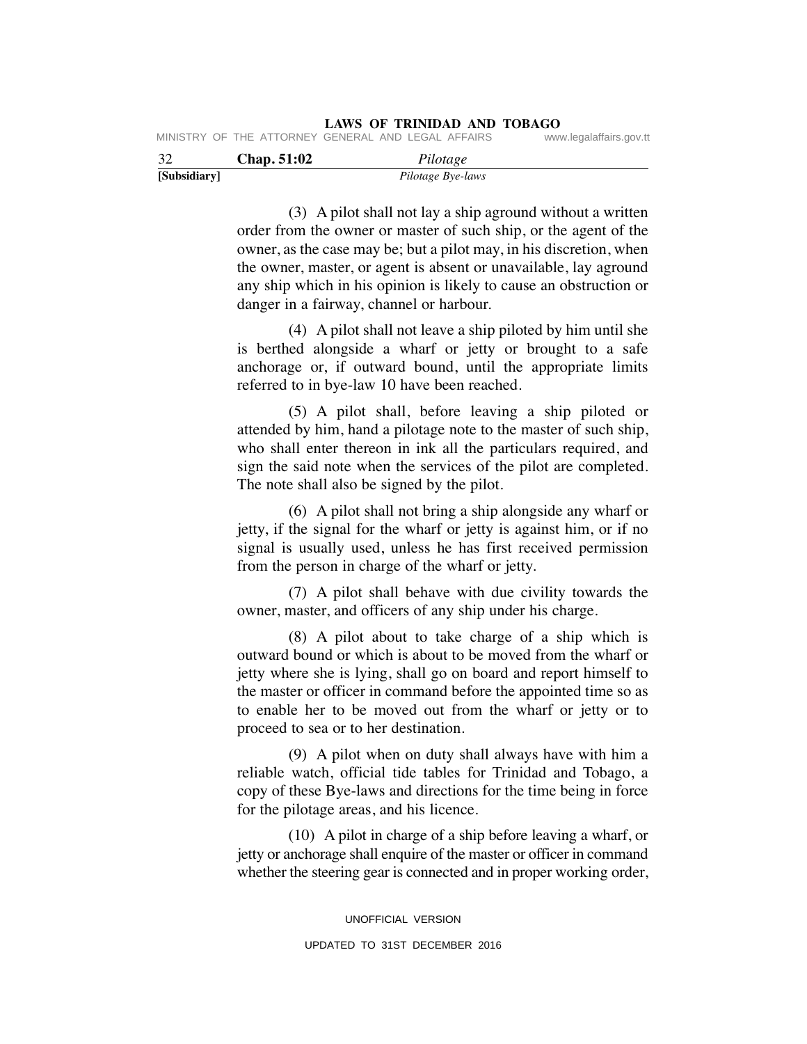(3) A pilot shall not lay a ship aground without a written order from the owner or master of such ship, or the agent of the owner, as the case may be; but a pilot may, in his discretion, when the owner, master, or agent is absent or unavailable, lay aground any ship which in his opinion is likely to cause an obstruction or danger in a fairway, channel or harbour.

(4) A pilot shall not leave a ship piloted by him until she is berthed alongside a wharf or jetty or brought to a safe anchorage or, if outward bound, until the appropriate limits referred to in bye-law 10 have been reached.

(5) A pilot shall, before leaving a ship piloted or attended by him, hand a pilotage note to the master of such ship, who shall enter thereon in ink all the particulars required, and sign the said note when the services of the pilot are completed. The note shall also be signed by the pilot.

(6) A pilot shall not bring a ship alongside any wharf or jetty, if the signal for the wharf or jetty is against him, or if no signal is usually used, unless he has first received permission from the person in charge of the wharf or jetty.

(7) A pilot shall behave with due civility towards the owner, master, and officers of any ship under his charge.

(8) A pilot about to take charge of a ship which is outward bound or which is about to be moved from the wharf or jetty where she is lying, shall go on board and report himself to the master or officer in command before the appointed time so as to enable her to be moved out from the wharf or jetty or to proceed to sea or to her destination.

(9) A pilot when on duty shall always have with him a reliable watch, official tide tables for Trinidad and Tobago, a copy of these Bye-laws and directions for the time being in force for the pilotage areas, and his licence.

(10) A pilot in charge of a ship before leaving a wharf, or jetty or anchorage shall enquire of the master or officer in command whether the steering gear is connected and in proper working order,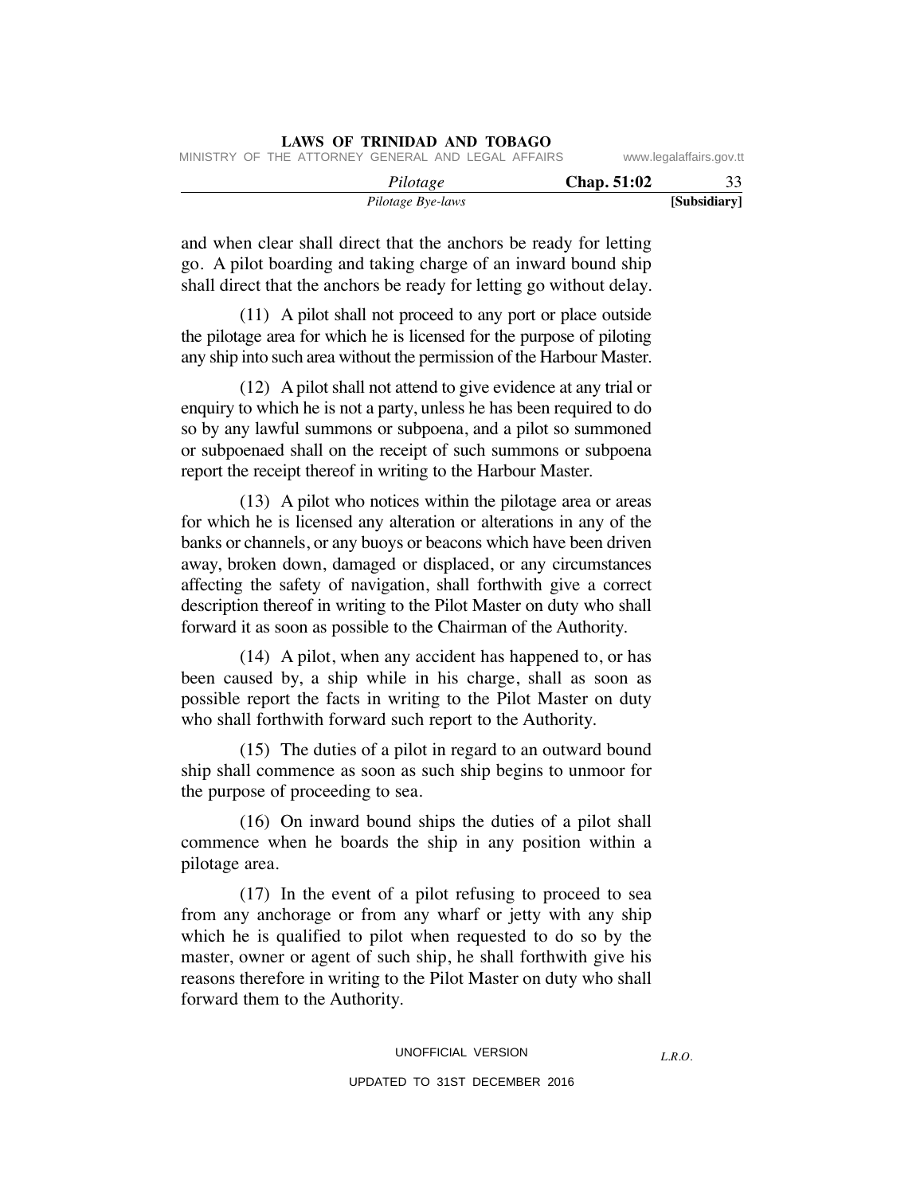and when clear shall direct that the anchors be ready for letting go. A pilot boarding and taking charge of an inward bound ship shall direct that the anchors be ready for letting go without delay.

(11) A pilot shall not proceed to any port or place outside the pilotage area for which he is licensed for the purpose of piloting any ship into such area without the permission of the Harbour Master.

(12) A pilot shall not attend to give evidence at any trial or enquiry to which he is not a party, unless he has been required to do so by any lawful summons or subpoena, and a pilot so summoned or subpoenaed shall on the receipt of such summons or subpoena report the receipt thereof in writing to the Harbour Master.

(13) A pilot who notices within the pilotage area or areas for which he is licensed any alteration or alterations in any of the banks or channels, or any buoys or beacons which have been driven away, broken down, damaged or displaced, or any circumstances affecting the safety of navigation, shall forthwith give a correct description thereof in writing to the Pilot Master on duty who shall forward it as soon as possible to the Chairman of the Authority.

(14) A pilot, when any accident has happened to, or has been caused by, a ship while in his charge, shall as soon as possible report the facts in writing to the Pilot Master on duty who shall forthwith forward such report to the Authority.

(15) The duties of a pilot in regard to an outward bound ship shall commence as soon as such ship begins to unmoor for the purpose of proceeding to sea.

(16) On inward bound ships the duties of a pilot shall commence when he boards the ship in any position within a pilotage area.

(17) In the event of a pilot refusing to proceed to sea from any anchorage or from any wharf or jetty with any ship which he is qualified to pilot when requested to do so by the master, owner or agent of such ship, he shall forthwith give his reasons therefore in writing to the Pilot Master on duty who shall forward them to the Authority.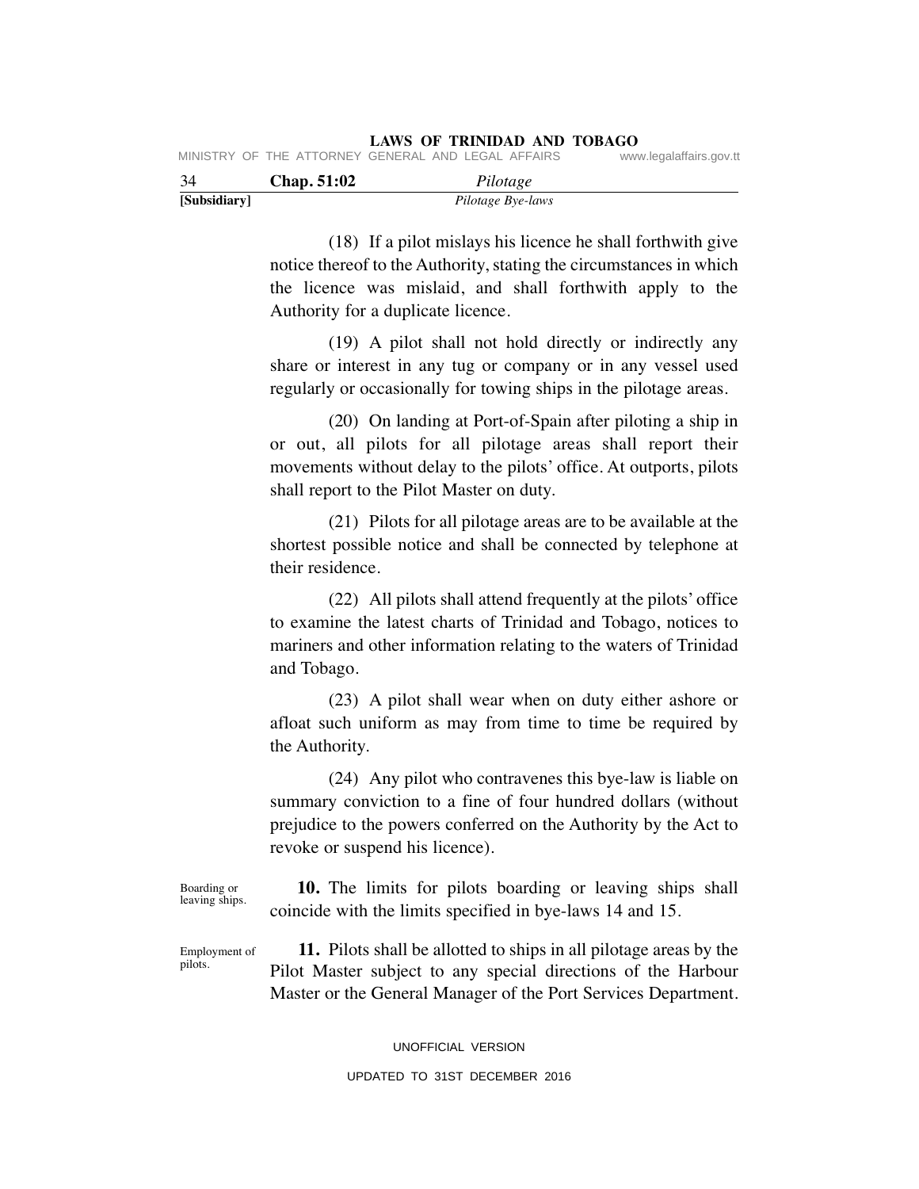(18) If a pilot mislays his licence he shall forthwith give notice thereof to the Authority, stating the circumstances in which the licence was mislaid, and shall forthwith apply to the Authority for a duplicate licence.

(19) A pilot shall not hold directly or indirectly any share or interest in any tug or company or in any vessel used regularly or occasionally for towing ships in the pilotage areas.

(20) On landing at Port-of-Spain after piloting a ship in or out, all pilots for all pilotage areas shall report their movements without delay to the pilots' office. At outports, pilots shall report to the Pilot Master on duty.

(21) Pilots for all pilotage areas are to be available at the shortest possible notice and shall be connected by telephone at their residence.

(22) All pilots shall attend frequently at the pilots' office to examine the latest charts of Trinidad and Tobago, notices to mariners and other information relating to the waters of Trinidad and Tobago.

(23) A pilot shall wear when on duty either ashore or afloat such uniform as may from time to time be required by the Authority.

(24) Any pilot who contravenes this bye-law is liable on summary conviction to a fine of four hundred dollars (without prejudice to the powers conferred on the Authority by the Act to revoke or suspend his licence).

Boarding or leaving ships.

**10.** The limits for pilots boarding or leaving ships shall coincide with the limits specified in bye-laws 14 and 15.

Employment of pilots.

**11.** Pilots shall be allotted to ships in all pilotage areas by the Pilot Master subject to any special directions of the Harbour Master or the General Manager of the Port Services Department.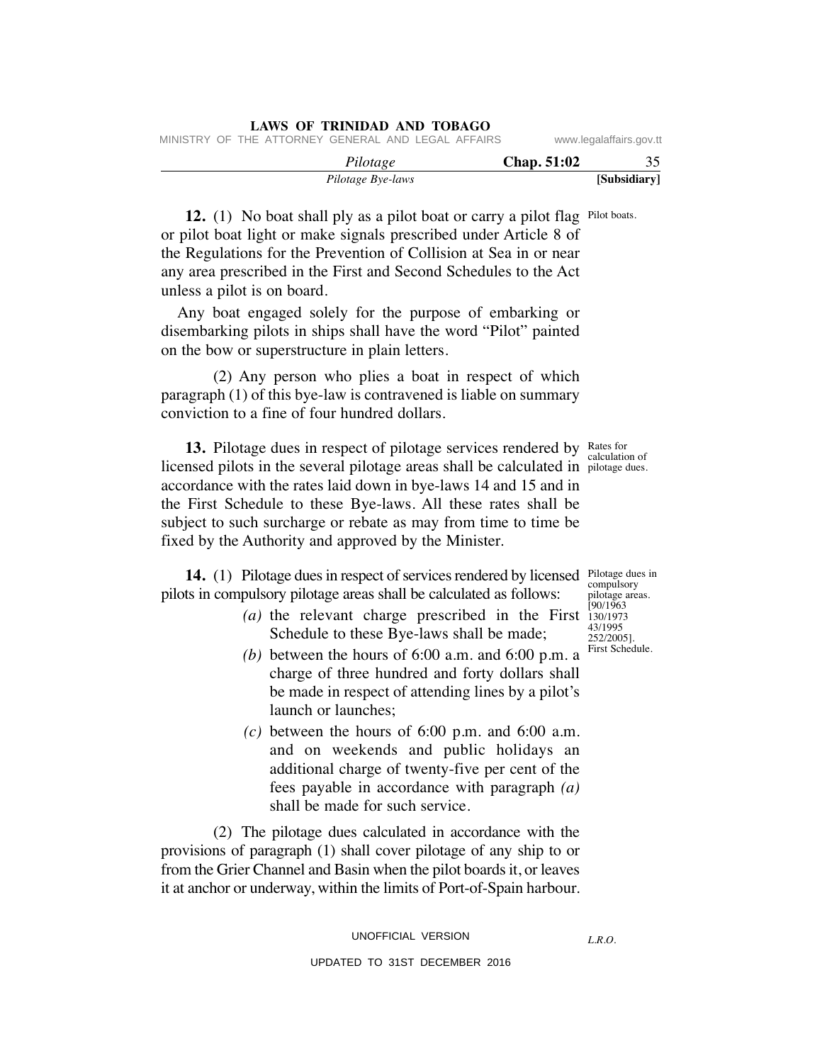**12.** (1) No boat shall ply as a pilot boat or carry a pilot flag or pilot boat light or make signals prescribed under Article 8 of the Regulations for the Prevention of Collision at Sea in or near any area prescribed in the First and Second Schedules to the Act unless a pilot is on board.

Pilot boats.

Any boat engaged solely for the purpose of embarking or disembarking pilots in ships shall have the word "Pilot" painted on the bow or superstructure in plain letters.

(2) Any person who plies a boat in respect of which paragraph (1) of this bye-law is contravened is liable on summary conviction to a fine of four hundred dollars.

**13.** Pilotage dues in respect of pilotage services rendered by licensed pilots in the several pilotage areas shall be calculated in accordance with the rates laid down in bye-laws 14 and 15 and in the First Schedule to these Bye-laws. All these rates shall be subject to such surcharge or rebate as may from time to time be fixed by the Authority and approved by the Minister.

Rates for calculation of pilotage dues.

**14.** (1) Pilotage dues in respect of services rendered by licensed pilots in compulsory pilotage areas shall be calculated as follows:

Pilotage dues in compulsory pilotage areas. [90/1963 130/1973 43/1995 252/2005]. First Schedule.

*(a)* the relevant charge prescribed in the First Schedule to these Bye-laws shall be made;

*(b)* between the hours of 6:00 a.m. and 6:00 p.m. a charge of three hundred and forty dollars shall be made in respect of attending lines by a pilot's launch or launches;

*(c)* between the hours of 6:00 p.m. and 6:00 a.m. and on weekends and public holidays an additional charge of twenty-five per cent of the fees payable in accordance with paragraph *(a)* shall be made for such service.

(2) The pilotage dues calculated in accordance with the provisions of paragraph (1) shall cover pilotage of any ship to or from the Grier Channel and Basin when the pilot boards it, or leaves it at anchor or underway, within the limits of Port-of-Spain harbour.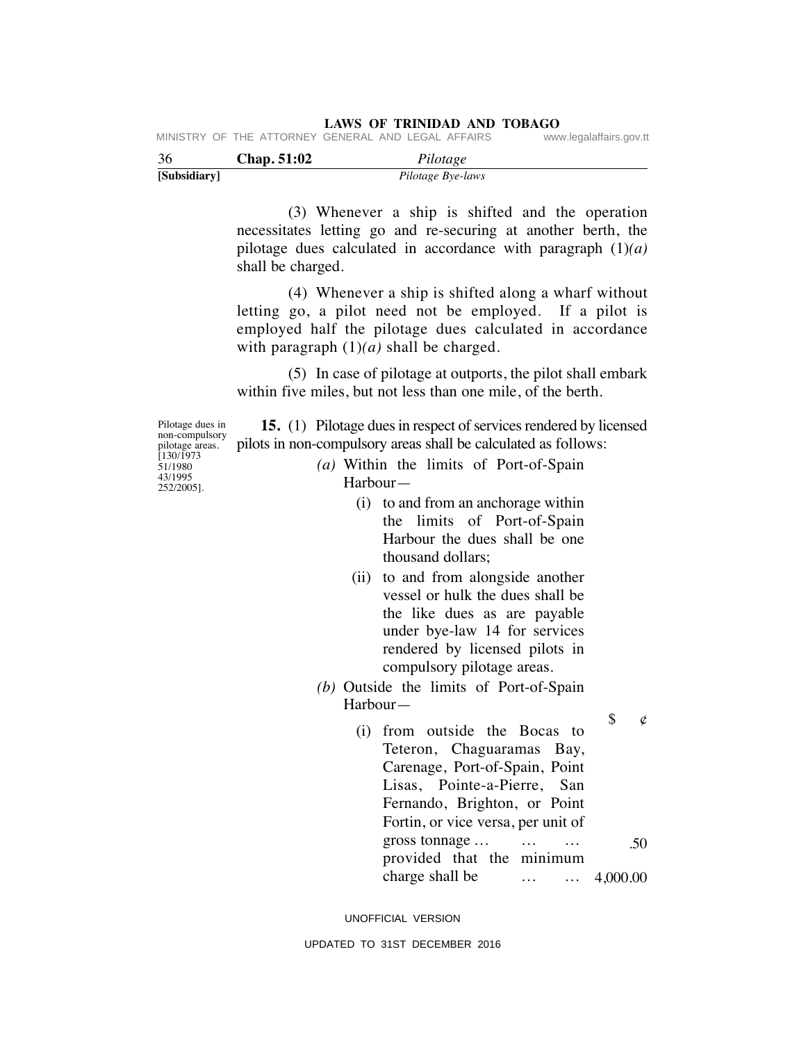(3) Whenever a ship is shifted and the operation necessitates letting go and re-securing at another berth, the pilotage dues calculated in accordance with paragraph (1)*(a)* shall be charged.

(4) Whenever a ship is shifted along a wharf without letting go, a pilot need not be employed. If a pilot is employed half the pilotage dues calculated in accordance with paragraph (1)*(a)* shall be charged.

(5) In case of pilotage at outports, the pilot shall embark within five miles, but not less than one mile, of the berth.

Pilotage dues in non-compulsory pilotage areas. [130/1973 51/1980 43/1995 252/2005].

**15.** (1) Pilotage dues in respect of services rendered by licensed pilots in non-compulsory areas shall be calculated as follows:

*(a)* Within the limits of Port-of-Spain Harbour—

(i) to and from an anchorage within the limits of Port-of-Spain Harbour the dues shall be one thousand dollars;

(ii) to and from alongside another vessel or hulk the dues shall be the like dues as are payable under bye-law 14 for services rendered by licensed pilots in compulsory pilotage areas.

*(b)* Outside the limits of Port-of-Spain Harbour—

| | $ ¢ |
|---|---|
| (i) from outside the Bocas to Teteron, Chaguaramas Bay, Carenage, Port-of-Spain, Point Lisas, Pointe-a-Pierre, San Fernando, Brighton, or Point Fortin, or vice versa, per unit of gross tonnage … … … | .50 |
| provided that the minimum charge shall be … … | 4,000.00 |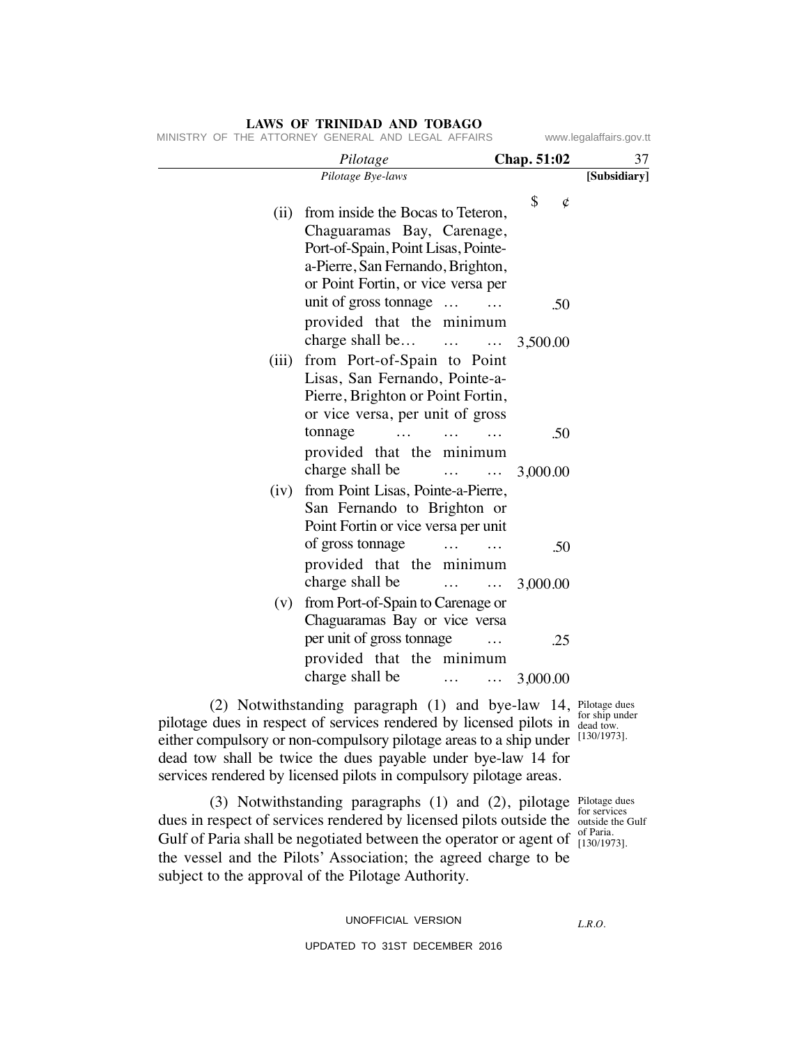| | | $ ¢ |
|---|---|---|
| (ii) | from inside the Bocas to Teteron, Chaguaramas Bay, Carenage, Port-of-Spain, Point Lisas, Pointe-a-Pierre, San Fernando, Brighton, or Point Fortin, or vice versa per unit of gross tonnage … … | .50 |
| | provided that the minimum charge shall be… … … | 3,500.00 |
| (iii) | from Port-of-Spain to Point Lisas, San Fernando, Pointe-a-Pierre, Brighton or Point Fortin, or vice versa, per unit of gross tonnage … … … | .50 |
| | provided that the minimum charge shall be … … | 3,000.00 |
| (iv) | from Point Lisas, Pointe-a-Pierre, San Fernando to Brighton or Point Fortin or vice versa per unit of gross tonnage … … | .50 |
| | provided that the minimum charge shall be … … | 3,000.00 |
| (v) | from Port-of-Spain to Carenage or Chaguaramas Bay or vice versa per unit of gross tonnage … | .25 |
| | provided that the minimum charge shall be … … | 3,000.00 |

Pilotage dues for ship under dead tow. [130/1973].

(2) Notwithstanding paragraph (1) and bye-law 14, pilotage dues in respect of services rendered by licensed pilots in either compulsory or non-compulsory pilotage areas to a ship under dead tow shall be twice the dues payable under bye-law 14 for services rendered by licensed pilots in compulsory pilotage areas.

Pilotage dues for services outside the Gulf of Paria. [130/1973].

(3) Notwithstanding paragraphs (1) and (2), pilotage dues in respect of services rendered by licensed pilots outside the Gulf of Paria shall be negotiated between the operator or agent of the vessel and the Pilots' Association; the agreed charge to be subject to the approval of the Pilotage Authority.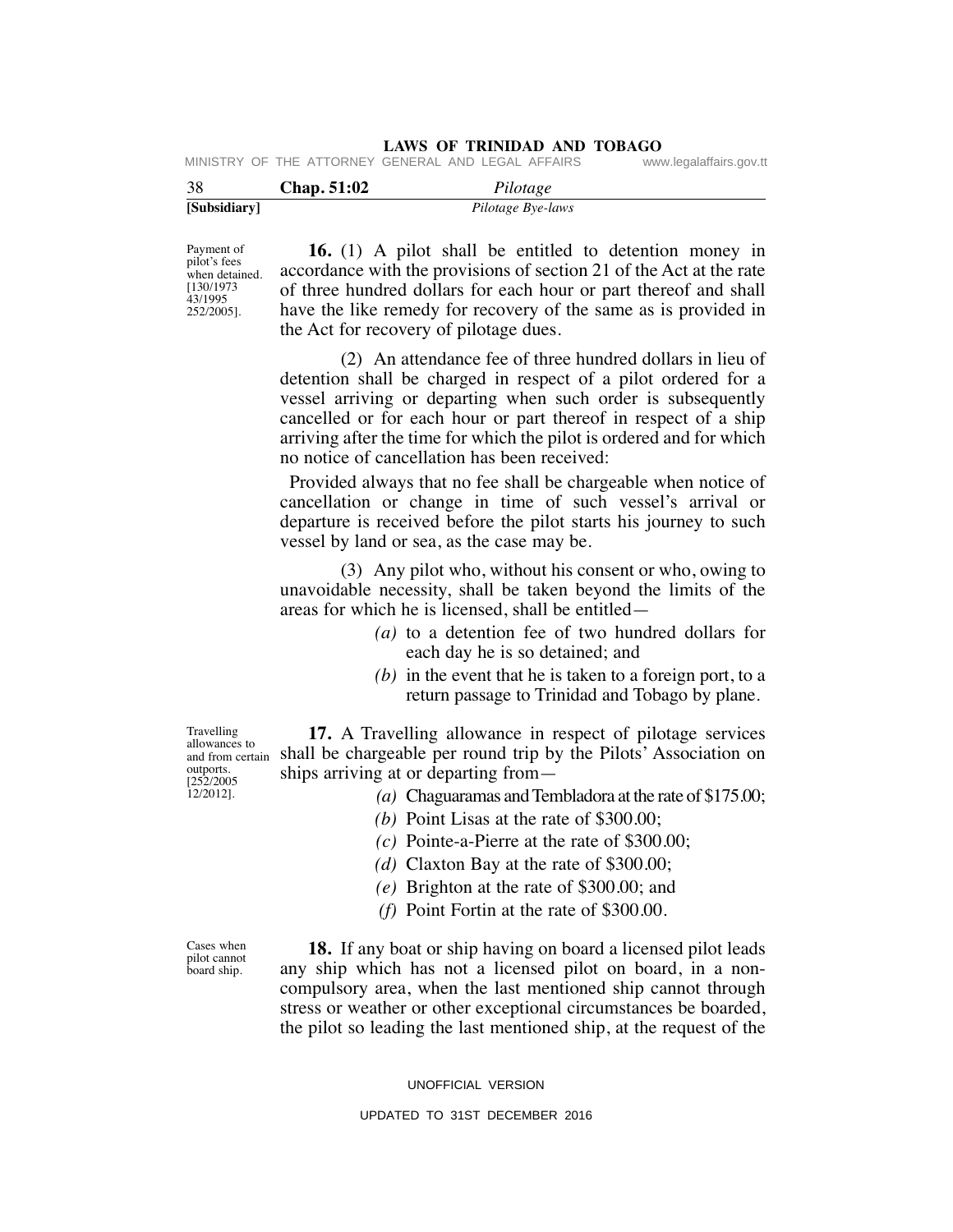Payment of pilot's fees when detained. [130/1973 43/1995 252/2005].

**16.** (1) A pilot shall be entitled to detention money in accordance with the provisions of section 21 of the Act at the rate of three hundred dollars for each hour or part thereof and shall have the like remedy for recovery of the same as is provided in the Act for recovery of pilotage dues.

(2) An attendance fee of three hundred dollars in lieu of detention shall be charged in respect of a pilot ordered for a vessel arriving or departing when such order is subsequently cancelled or for each hour or part thereof in respect of a ship arriving after the time for which the pilot is ordered and for which no notice of cancellation has been received:

Provided always that no fee shall be chargeable when notice of cancellation or change in time of such vessel's arrival or departure is received before the pilot starts his journey to such vessel by land or sea, as the case may be.

(3) Any pilot who, without his consent or who, owing to unavoidable necessity, shall be taken beyond the limits of the areas for which he is licensed, shall be entitled—

*(a)* to a detention fee of two hundred dollars for each day he is so detained; and

*(b)* in the event that he is taken to a foreign port, to a return passage to Trinidad and Tobago by plane.

Travelling allowances to and from certain outports. [252/2005 12/2012].

**17.** A Travelling allowance in respect of pilotage services shall be chargeable per round trip by the Pilots' Association on ships arriving at or departing from—

*(a)* Chaguaramas and Tembladora at the rate of $175.00;

*(b)* Point Lisas at the rate of $300.00;

*(c)* Pointe-a-Pierre at the rate of $300.00;

*(d)* Claxton Bay at the rate of $300.00;

*(e)* Brighton at the rate of $300.00; and

*(f)* Point Fortin at the rate of $300.00.

Cases when pilot cannot board ship.

**18.** If any boat or ship having on board a licensed pilot leads any ship which has not a licensed pilot on board, in a non-compulsory area, when the last mentioned ship cannot through stress or weather or other exceptional circumstances be boarded, the pilot so leading the last mentioned ship, at the request of the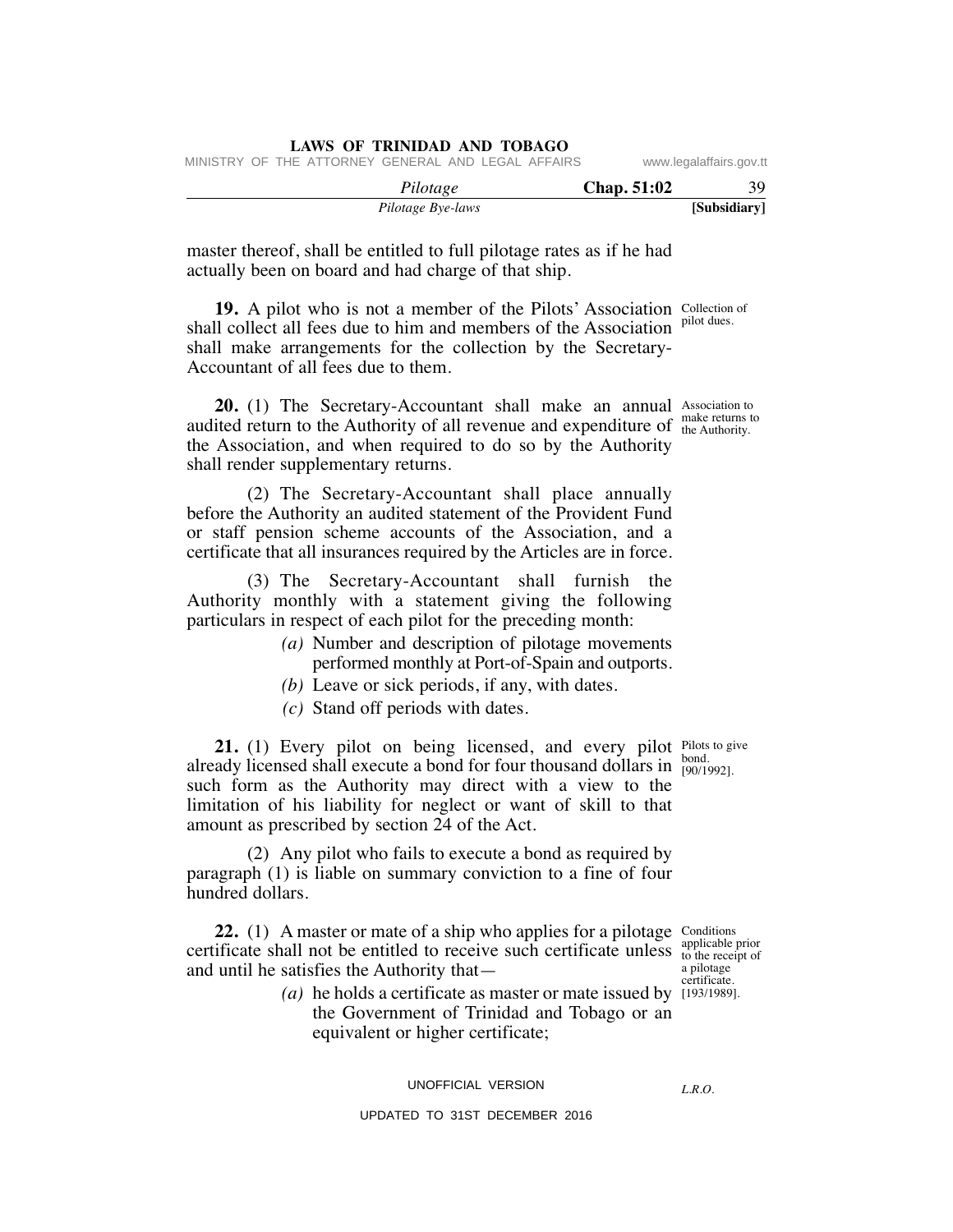master thereof, shall be entitled to full pilotage rates as if he had actually been on board and had charge of that ship.

Collection of pilot dues.

**19.** A pilot who is not a member of the Pilots' Association shall collect all fees due to him and members of the Association shall make arrangements for the collection by the Secretary-Accountant of all fees due to them.

Association to make returns to the Authority.

**20.** (1) The Secretary-Accountant shall make an annual audited return to the Authority of all revenue and expenditure of the Association, and when required to do so by the Authority shall render supplementary returns.

(2) The Secretary-Accountant shall place annually before the Authority an audited statement of the Provident Fund or staff pension scheme accounts of the Association, and a certificate that all insurances required by the Articles are in force.

(3) The Secretary-Accountant shall furnish the Authority monthly with a statement giving the following particulars in respect of each pilot for the preceding month:

*(a)* Number and description of pilotage movements performed monthly at Port-of-Spain and outports.

*(b)* Leave or sick periods, if any, with dates.

*(c)* Stand off periods with dates.

Pilots to give bond. [90/1992].

**21.** (1) Every pilot on being licensed, and every pilot already licensed shall execute a bond for four thousand dollars in such form as the Authority may direct with a view to the limitation of his liability for neglect or want of skill to that amount as prescribed by section 24 of the Act.

(2) Any pilot who fails to execute a bond as required by paragraph (1) is liable on summary conviction to a fine of four hundred dollars.

Conditions applicable prior to the receipt of a pilotage certificate. [193/1989].

**22.** (1) A master or mate of a ship who applies for a pilotage certificate shall not be entitled to receive such certificate unless and until he satisfies the Authority that—

*(a)* he holds a certificate as master or mate issued by the Government of Trinidad and Tobago or an equivalent or higher certificate;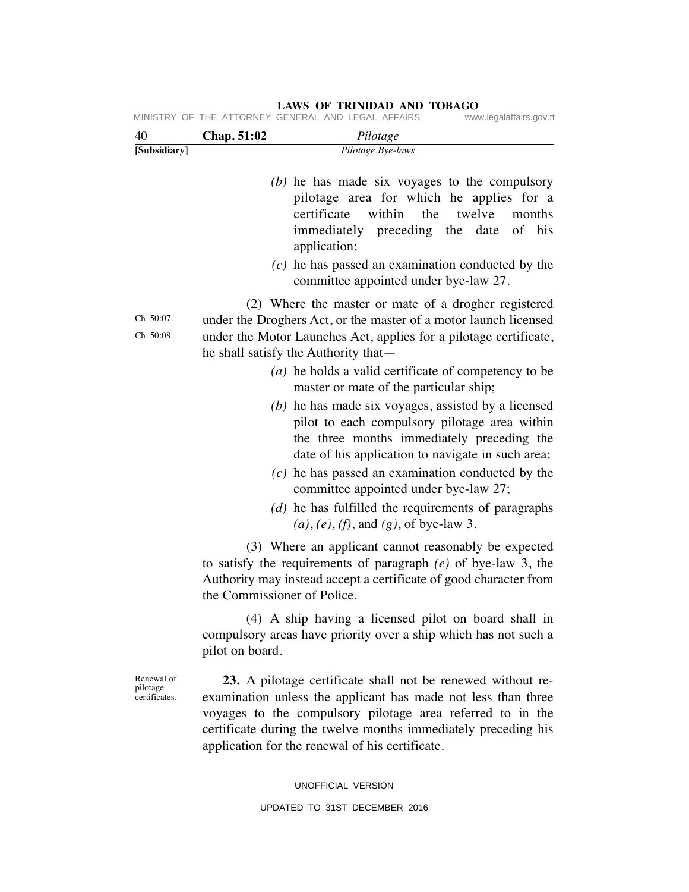(b) he has made six voyages to the compulsory pilotage area for which he applies for a certificate within the twelve months immediately preceding the date of his application;

(c) he has passed an examination conducted by the committee appointed under bye-law 27.

Ch. 50:07.
Ch. 50:08.

(2) Where the master or mate of a drogher registered under the Droghers Act, or the master of a motor launch licensed under the Motor Launches Act, applies for a pilotage certificate, he shall satisfy the Authority that—

(a) he holds a valid certificate of competency to be master or mate of the particular ship;

(b) he has made six voyages, assisted by a licensed pilot to each compulsory pilotage area within the three months immediately preceding the date of his application to navigate in such area;

(c) he has passed an examination conducted by the committee appointed under bye-law 27;

(d) he has fulfilled the requirements of paragraphs (a), (e), (f), and (g), of bye-law 3.

(3) Where an applicant cannot reasonably be expected to satisfy the requirements of paragraph (e) of bye-law 3, the Authority may instead accept a certificate of good character from the Commissioner of Police.

(4) A ship having a licensed pilot on board shall in compulsory areas have priority over a ship which has not such a pilot on board.

Renewal of pilotage certificates.

**23.** A pilotage certificate shall not be renewed without re-examination unless the applicant has made not less than three voyages to the compulsory pilotage area referred to in the certificate during the twelve months immediately preceding his application for the renewal of his certificate.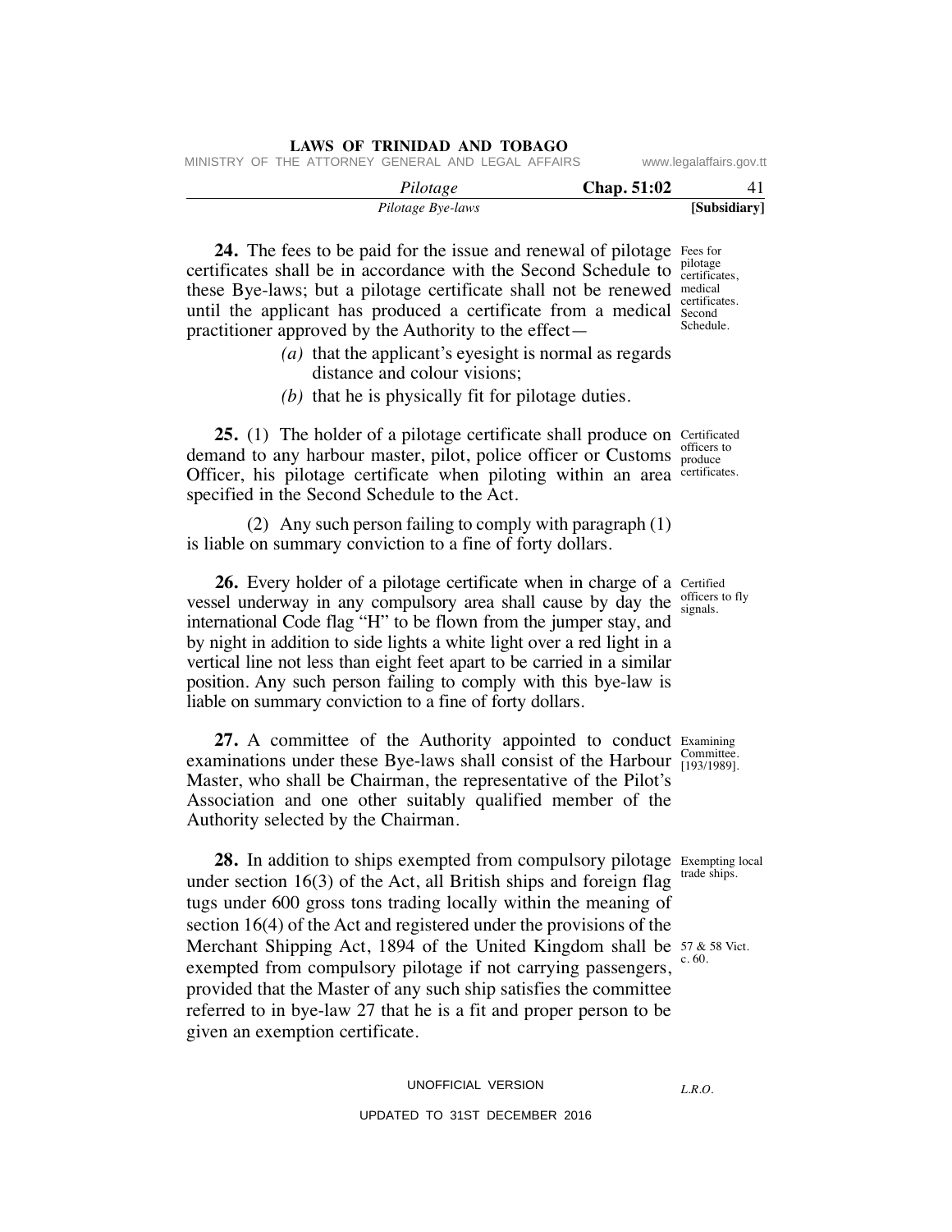**24.** The fees to be paid for the issue and renewal of pilotage certificates shall be in accordance with the Second Schedule to these Bye-laws; but a pilotage certificate shall not be renewed until the applicant has produced a certificate from a medical practitioner approved by the Authority to the effect—

Fees for pilotage certificates, medical certificates. Second Schedule.

*(a)* that the applicant's eyesight is normal as regards distance and colour visions;

*(b)* that he is physically fit for pilotage duties.

**25.** (1) The holder of a pilotage certificate shall produce on demand to any harbour master, pilot, police officer or Customs Officer, his pilotage certificate when piloting within an area specified in the Second Schedule to the Act.

Certificated officers to produce certificates.

(2) Any such person failing to comply with paragraph (1) is liable on summary conviction to a fine of forty dollars.

**26.** Every holder of a pilotage certificate when in charge of a vessel underway in any compulsory area shall cause by day the international Code flag "H" to be flown from the jumper stay, and by night in addition to side lights a white light over a red light in a vertical line not less than eight feet apart to be carried in a similar position. Any such person failing to comply with this bye-law is liable on summary conviction to a fine of forty dollars.

Certified officers to fly signals.

**27.** A committee of the Authority appointed to conduct examinations under these Bye-laws shall consist of the Harbour Master, who shall be Chairman, the representative of the Pilot's Association and one other suitably qualified member of the Authority selected by the Chairman.

Examining Committee. [193/1989].

**28.** In addition to ships exempted from compulsory pilotage under section 16(3) of the Act, all British ships and foreign flag tugs under 600 gross tons trading locally within the meaning of section 16(4) of the Act and registered under the provisions of the Merchant Shipping Act, 1894 of the United Kingdom shall be exempted from compulsory pilotage if not carrying passengers, provided that the Master of any such ship satisfies the committee referred to in bye-law 27 that he is a fit and proper person to be given an exemption certificate.

Exempting local trade ships.

57 & 58 Vict. c. 60.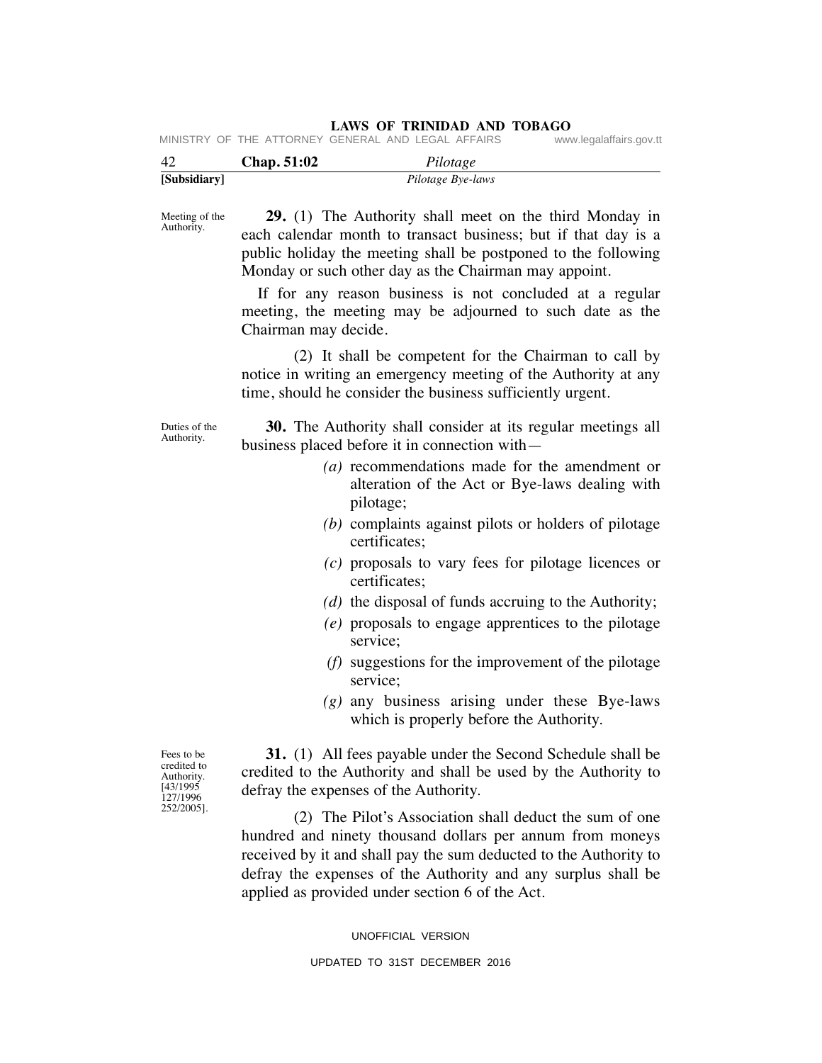Meeting of the Authority.

**29.** (1) The Authority shall meet on the third Monday in each calendar month to transact business; but if that day is a public holiday the meeting shall be postponed to the following Monday or such other day as the Chairman may appoint.

If for any reason business is not concluded at a regular meeting, the meeting may be adjourned to such date as the Chairman may decide.

(2) It shall be competent for the Chairman to call by notice in writing an emergency meeting of the Authority at any time, should he consider the business sufficiently urgent.

Duties of the Authority.

**30.** The Authority shall consider at its regular meetings all business placed before it in connection with—

*(a)* recommendations made for the amendment or alteration of the Act or Bye-laws dealing with pilotage;

*(b)* complaints against pilots or holders of pilotage certificates;

*(c)* proposals to vary fees for pilotage licences or certificates;

*(d)* the disposal of funds accruing to the Authority;

*(e)* proposals to engage apprentices to the pilotage service;

*(f)* suggestions for the improvement of the pilotage service;

*(g)* any business arising under these Bye-laws which is properly before the Authority.

Fees to be credited to Authority. [43/1995 127/1996 252/2005].

**31.** (1) All fees payable under the Second Schedule shall be credited to the Authority and shall be used by the Authority to defray the expenses of the Authority.

(2) The Pilot's Association shall deduct the sum of one hundred and ninety thousand dollars per annum from moneys received by it and shall pay the sum deducted to the Authority to defray the expenses of the Authority and any surplus shall be applied as provided under section 6 of the Act.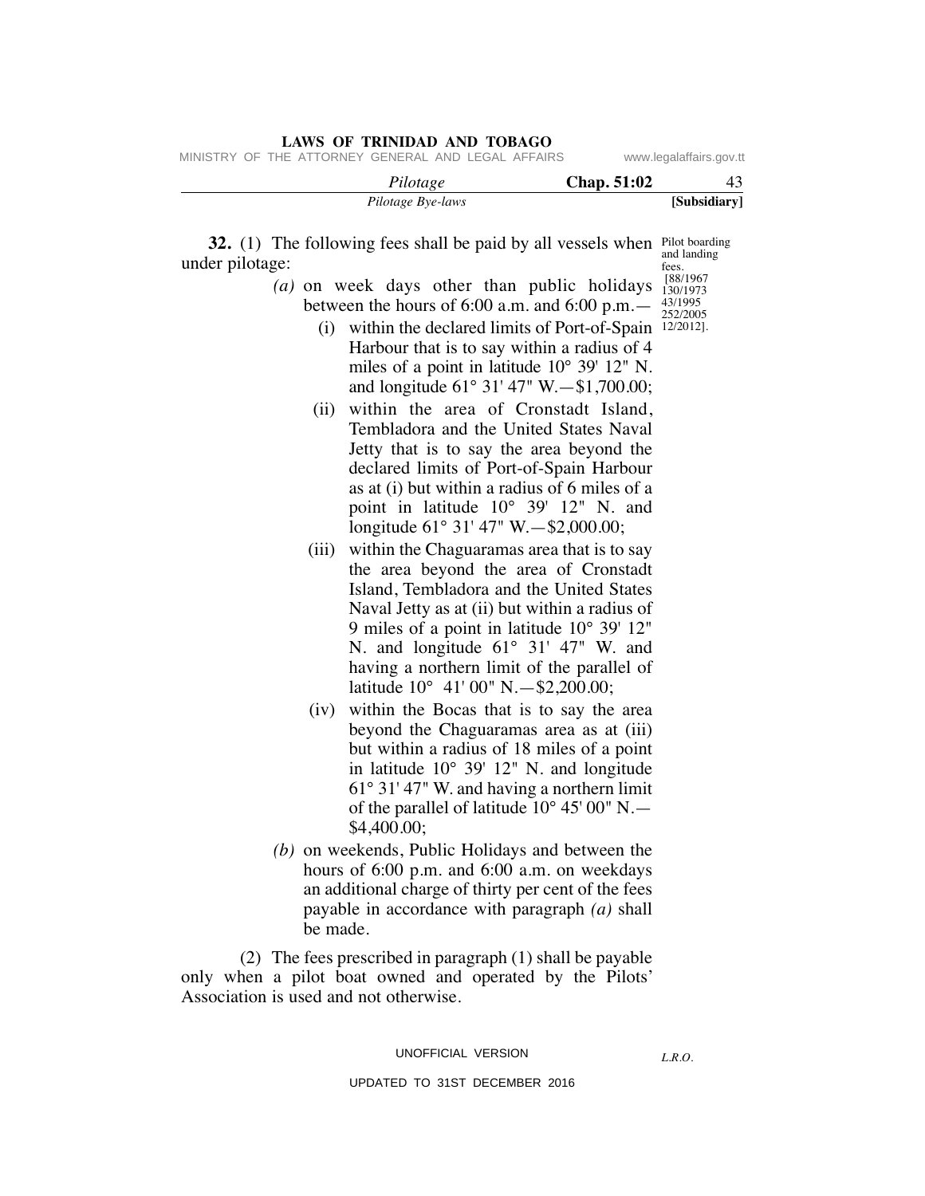**32.** (1) The following fees shall be paid by all vessels when under pilotage:

Pilot boarding and landing fees. [88/1967 130/1973 43/1995 252/2005 12/2012].

*(a)* on week days other than public holidays between the hours of 6:00 a.m. and 6:00 p.m.—

(i) within the declared limits of Port-of-Spain Harbour that is to say within a radius of 4 miles of a point in latitude 10° 39' 12" N. and longitude 61° 31' 47" W.—$1,700.00;

(ii) within the area of Cronstadt Island, Tembladora and the United States Naval Jetty that is to say the area beyond the declared limits of Port-of-Spain Harbour as at (i) but within a radius of 6 miles of a point in latitude 10° 39' 12" N. and longitude 61° 31' 47" W.—$2,000.00;

(iii) within the Chaguaramas area that is to say the area beyond the area of Cronstadt Island, Tembladora and the United States Naval Jetty as at (ii) but within a radius of 9 miles of a point in latitude 10° 39' 12" N. and longitude 61° 31' 47" W. and having a northern limit of the parallel of latitude 10° 41' 00" N.—$2,200.00;

(iv) within the Bocas that is to say the area beyond the Chaguaramas area as at (iii) but within a radius of 18 miles of a point in latitude 10° 39' 12" N. and longitude 61° 31' 47" W. and having a northern limit of the parallel of latitude 10° 45' 00" N.—$4,400.00;

*(b)* on weekends, Public Holidays and between the hours of 6:00 p.m. and 6:00 a.m. on weekdays an additional charge of thirty per cent of the fees payable in accordance with paragraph *(a)* shall be made.

(2) The fees prescribed in paragraph (1) shall be payable only when a pilot boat owned and operated by the Pilots' Association is used and not otherwise.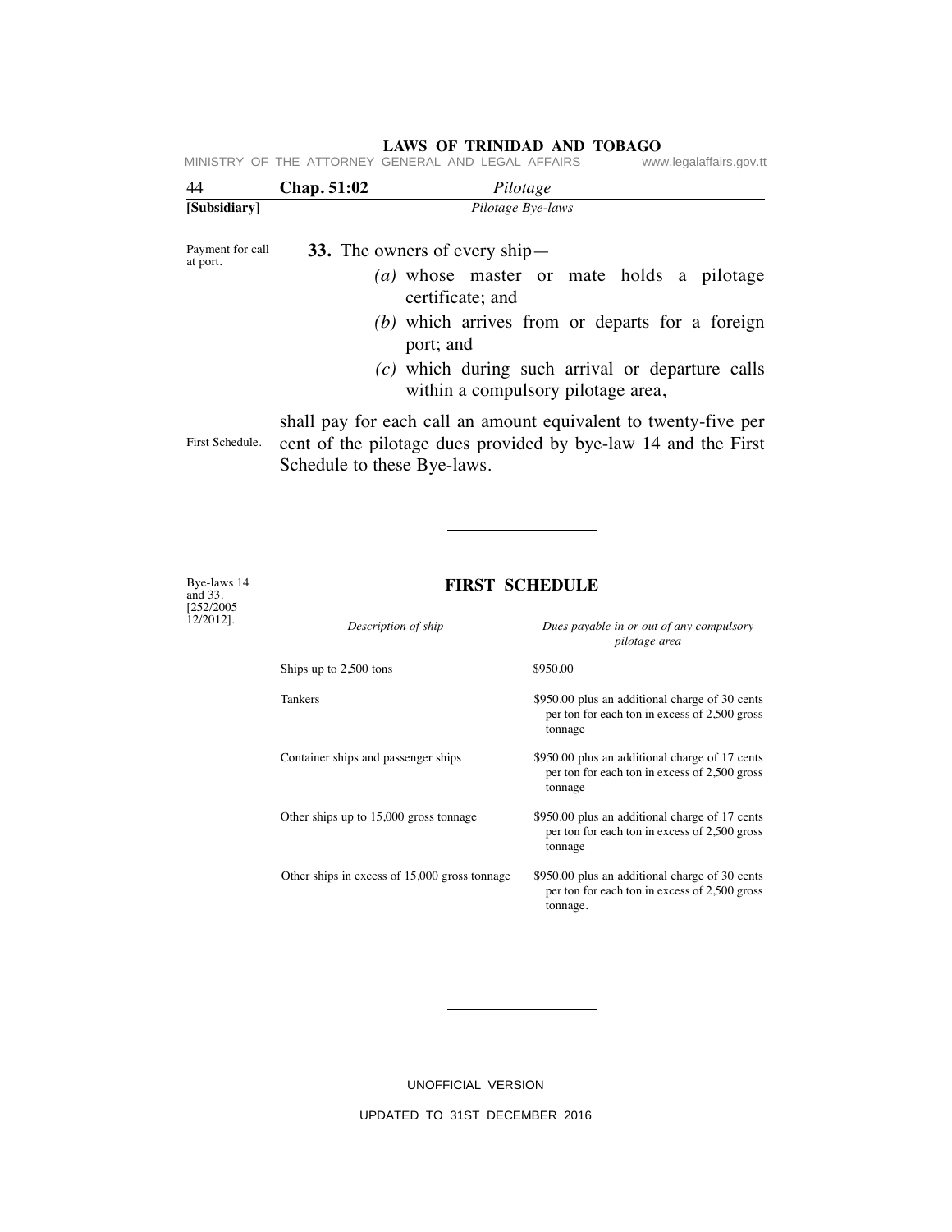Payment for call at port.

**33.** The owners of every ship—

*(a)* whose master or mate holds a pilotage certificate; and

*(b)* which arrives from or departs for a foreign port; and

*(c)* which during such arrival or departure calls within a compulsory pilotage area,

shall pay for each call an amount equivalent to twenty-five per cent of the pilotage dues provided by bye-law 14 and the First Schedule to these Bye-laws.

First Schedule.

---

Bye-laws 14 and 33. [252/2005 12/2012].

## FIRST SCHEDULE

| *Description of ship* | *Dues payable in or out of any compulsory pilotage area* |
|---|---|
| Ships up to 2,500 tons | $950.00 |
| Tankers | $950.00 plus an additional charge of 30 cents per ton for each ton in excess of 2,500 gross tonnage |
| Container ships and passenger ships | $950.00 plus an additional charge of 17 cents per ton for each ton in excess of 2,500 gross tonnage |
| Other ships up to 15,000 gross tonnage | $950.00 plus an additional charge of 17 cents per ton for each ton in excess of 2,500 gross tonnage |
| Other ships in excess of 15,000 gross tonnage | $950.00 plus an additional charge of 30 cents per ton for each ton in excess of 2,500 gross tonnage. |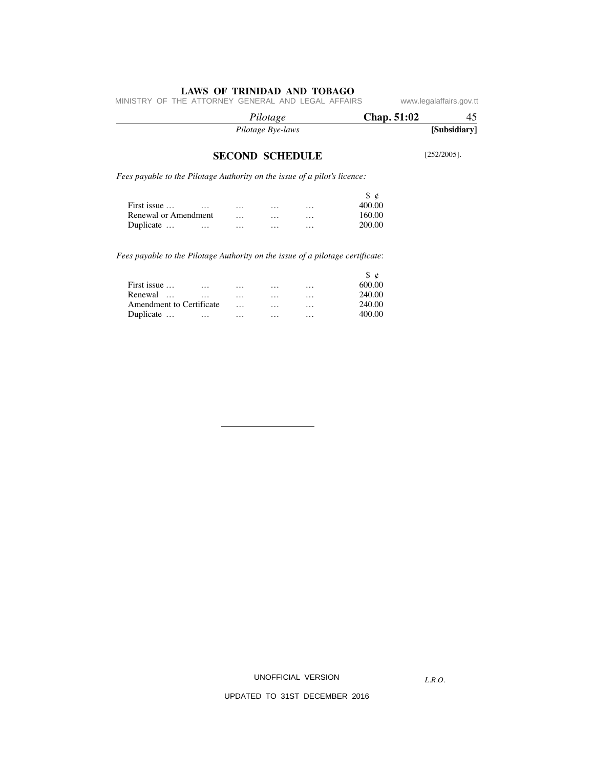## SECOND SCHEDULE

[252/2005].

*Fees payable to the Pilotage Authority on the issue of a pilot's licence:*

| | $ ¢ |
|---|---|
| First issue … … … … … | 400.00 |
| Renewal or Amendment … … … | 160.00 |
| Duplicate … … … … … | 200.00 |

*Fees payable to the Pilotage Authority on the issue of a pilotage certificate*:

| | $ ¢ |
|---|---|
| First issue … … … … … | 600.00 |
| Renewal … … … … … | 240.00 |
| Amendment to Certificate … … … | 240.00 |
| Duplicate … … … … … | 400.00 |